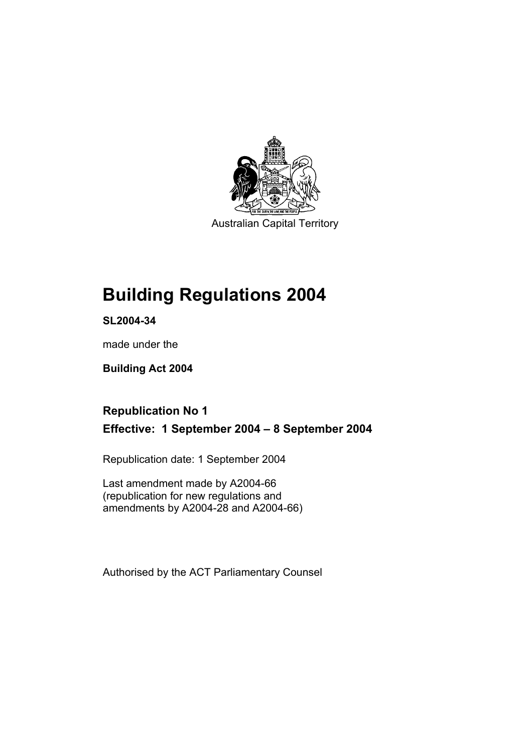Australian Capital Territory

# Building Regulations 2004

**SL2004-34**

made under the

**Building Act 2004**

## Republication No 1

## Effective: 1 September 2004 – 8 September 2004

Republication date: 1 September 2004

Last amendment made by A2004-66
(republication for new regulations and amendments by A2004-28 and A2004-66)

Authorised by the ACT Parliamentary Counsel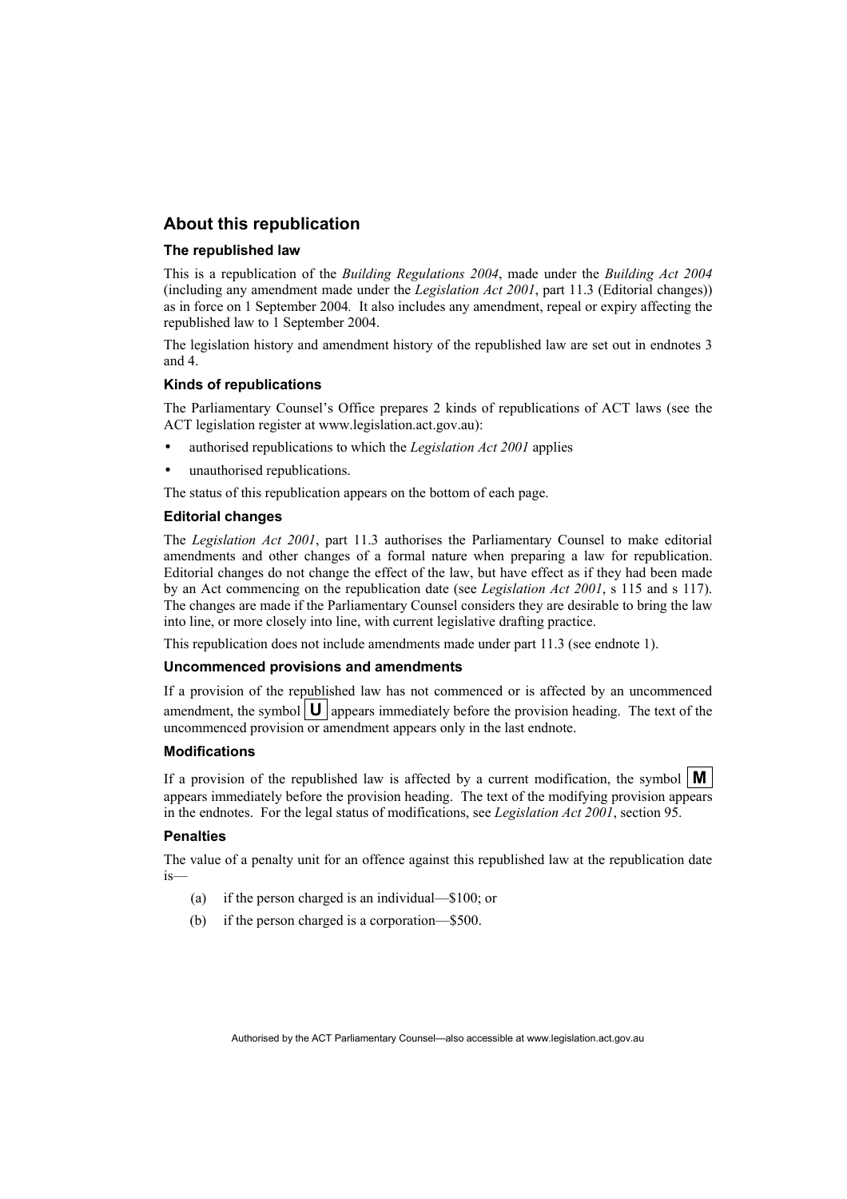## About this republication

### The republished law

This is a republication of the *Building Regulations 2004*, made under the *Building Act 2004* (including any amendment made under the *Legislation Act 2001*, part 11.3 (Editorial changes)) as in force on 1 September 2004*.* It also includes any amendment, repeal or expiry affecting the republished law to 1 September 2004.

The legislation history and amendment history of the republished law are set out in endnotes 3 and 4.

### Kinds of republications

The Parliamentary Counsel's Office prepares 2 kinds of republications of ACT laws (see the ACT legislation register at www.legislation.act.gov.au):

- authorised republications to which the *Legislation Act 2001* applies
- unauthorised republications.

The status of this republication appears on the bottom of each page.

### Editorial changes

The *Legislation Act 2001*, part 11.3 authorises the Parliamentary Counsel to make editorial amendments and other changes of a formal nature when preparing a law for republication. Editorial changes do not change the effect of the law, but have effect as if they had been made by an Act commencing on the republication date (see *Legislation Act 2001*, s 115 and s 117). The changes are made if the Parliamentary Counsel considers they are desirable to bring the law into line, or more closely into line, with current legislative drafting practice.

This republication does not include amendments made under part 11.3 (see endnote 1).

### Uncommenced provisions and amendments

If a provision of the republished law has not commenced or is affected by an uncommenced amendment, the symbol **U** appears immediately before the provision heading. The text of the uncommenced provision or amendment appears only in the last endnote.

### Modifications

If a provision of the republished law is affected by a current modification, the symbol **M** appears immediately before the provision heading. The text of the modifying provision appears in the endnotes. For the legal status of modifications, see *Legislation Act 2001*, section 95.

### Penalties

The value of a penalty unit for an offence against this republished law at the republication date is—

(a) if the person charged is an individual—$100; or

(b) if the person charged is a corporation—$500.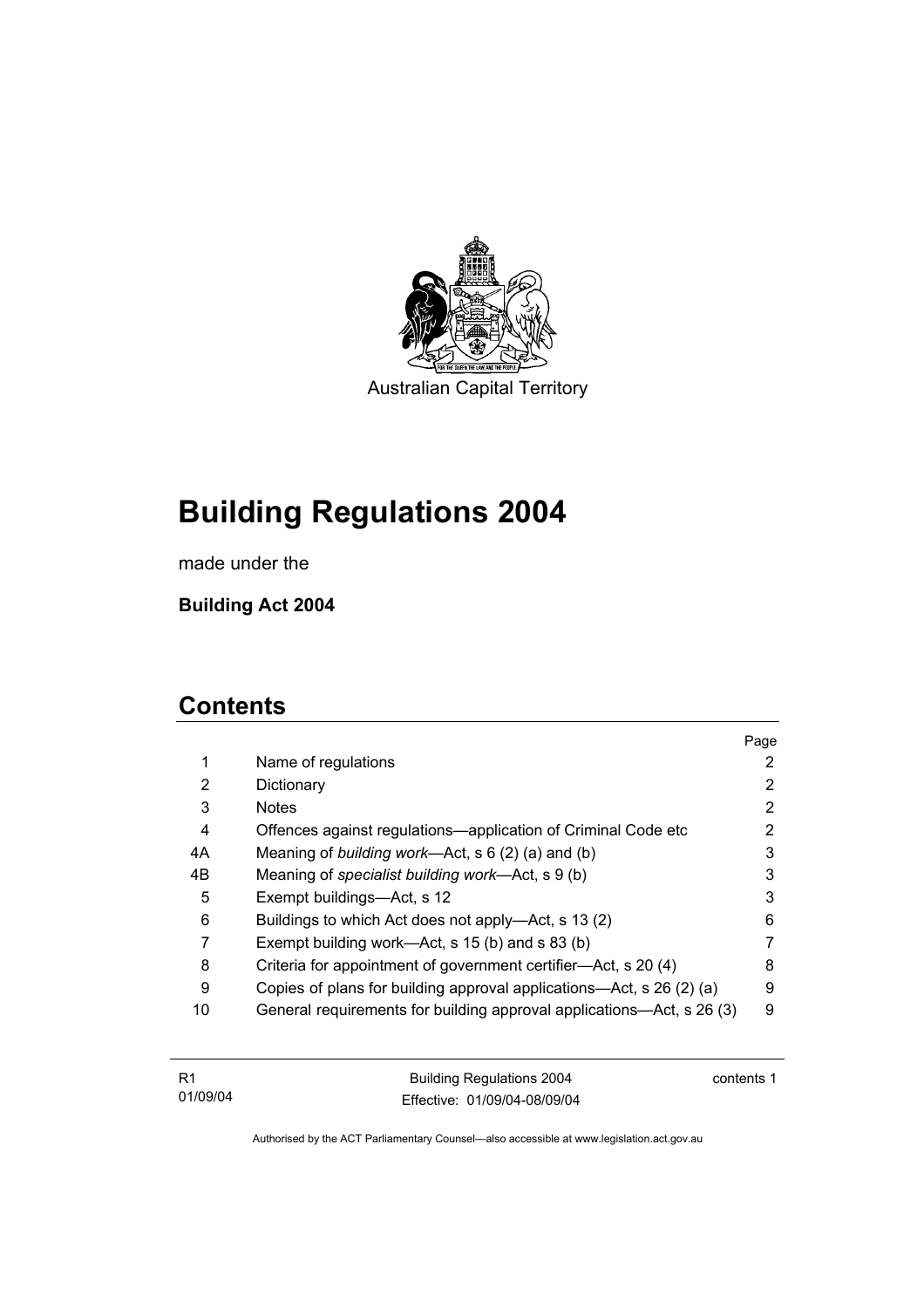Australian Capital Territory

# Building Regulations 2004

made under the

**Building Act 2004**

## Contents

| | | Page |
|---|---|---|
| 1 | Name of regulations | 2 |
| 2 | Dictionary | 2 |
| 3 | Notes | 2 |
| 4 | Offences against regulations—application of Criminal Code etc | 2 |
| 4A | Meaning of *building work*—Act, s 6 (2) (a) and (b) | 3 |
| 4B | Meaning of *specialist building work*—Act, s 9 (b) | 3 |
| 5 | Exempt buildings—Act, s 12 | 3 |
| 6 | Buildings to which Act does not apply—Act, s 13 (2) | 6 |
| 7 | Exempt building work—Act, s 15 (b) and s 83 (b) | 7 |
| 8 | Criteria for appointment of government certifier—Act, s 20 (4) | 8 |
| 9 | Copies of plans for building approval applications—Act, s 26 (2) (a) | 9 |
| 10 | General requirements for building approval applications—Act, s 26 (3) | 9 |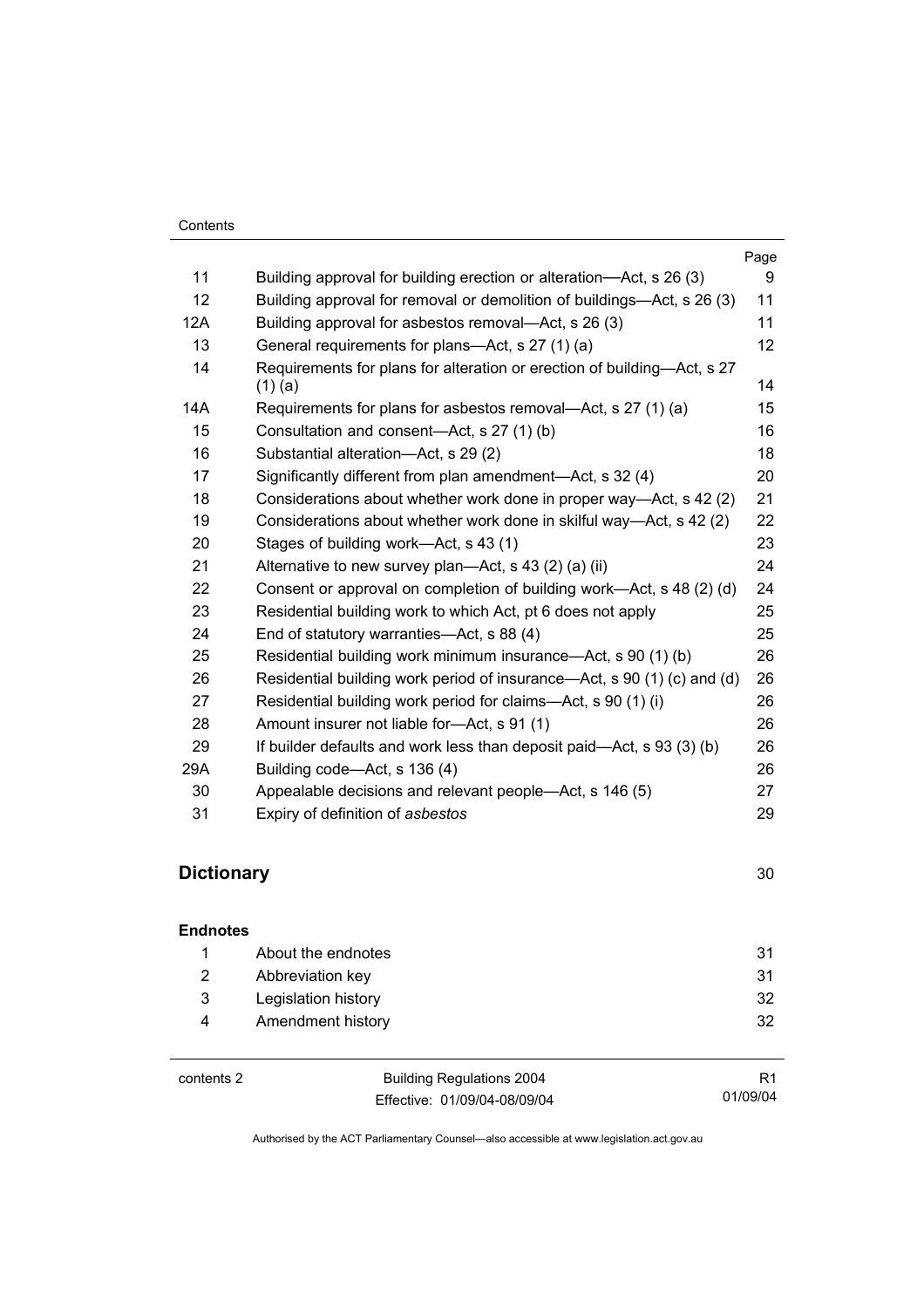| | | Page |
|---|---|---|
| 11 | Building approval for building erection or alteration—Act, s 26 (3) | 9 |
| 12 | Building approval for removal or demolition of buildings—Act, s 26 (3) | 11 |
| 12A | Building approval for asbestos removal—Act, s 26 (3) | 11 |
| 13 | General requirements for plans—Act, s 27 (1) (a) | 12 |
| 14 | Requirements for plans for alteration or erection of building—Act, s 27 (1) (a) | 14 |
| 14A | Requirements for plans for asbestos removal—Act, s 27 (1) (a) | 15 |
| 15 | Consultation and consent—Act, s 27 (1) (b) | 16 |
| 16 | Substantial alteration—Act, s 29 (2) | 18 |
| 17 | Significantly different from plan amendment—Act, s 32 (4) | 20 |
| 18 | Considerations about whether work done in proper way—Act, s 42 (2) | 21 |
| 19 | Considerations about whether work done in skilful way—Act, s 42 (2) | 22 |
| 20 | Stages of building work—Act, s 43 (1) | 23 |
| 21 | Alternative to new survey plan—Act, s 43 (2) (a) (ii) | 24 |
| 22 | Consent or approval on completion of building work—Act, s 48 (2) (d) | 24 |
| 23 | Residential building work to which Act, pt 6 does not apply | 25 |
| 24 | End of statutory warranties—Act, s 88 (4) | 25 |
| 25 | Residential building work minimum insurance—Act, s 90 (1) (b) | 26 |
| 26 | Residential building work period of insurance—Act, s 90 (1) (c) and (d) | 26 |
| 27 | Residential building work period for claims—Act, s 90 (1) (i) | 26 |
| 28 | Amount insurer not liable for—Act, s 91 (1) | 26 |
| 29 | If builder defaults and work less than deposit paid—Act, s 93 (3) (b) | 26 |
| 29A | Building code—Act, s 136 (4) | 26 |
| 30 | Appealable decisions and relevant people—Act, s 146 (5) | 27 |
| 31 | Expiry of definition of *asbestos* | 29 |

## Dictionary 30

**Endnotes**

| | | |
|---|---|---|
| 1 | About the endnotes | 31 |
| 2 | Abbreviation key | 31 |
| 3 | Legislation history | 32 |
| 4 | Amendment history | 32 |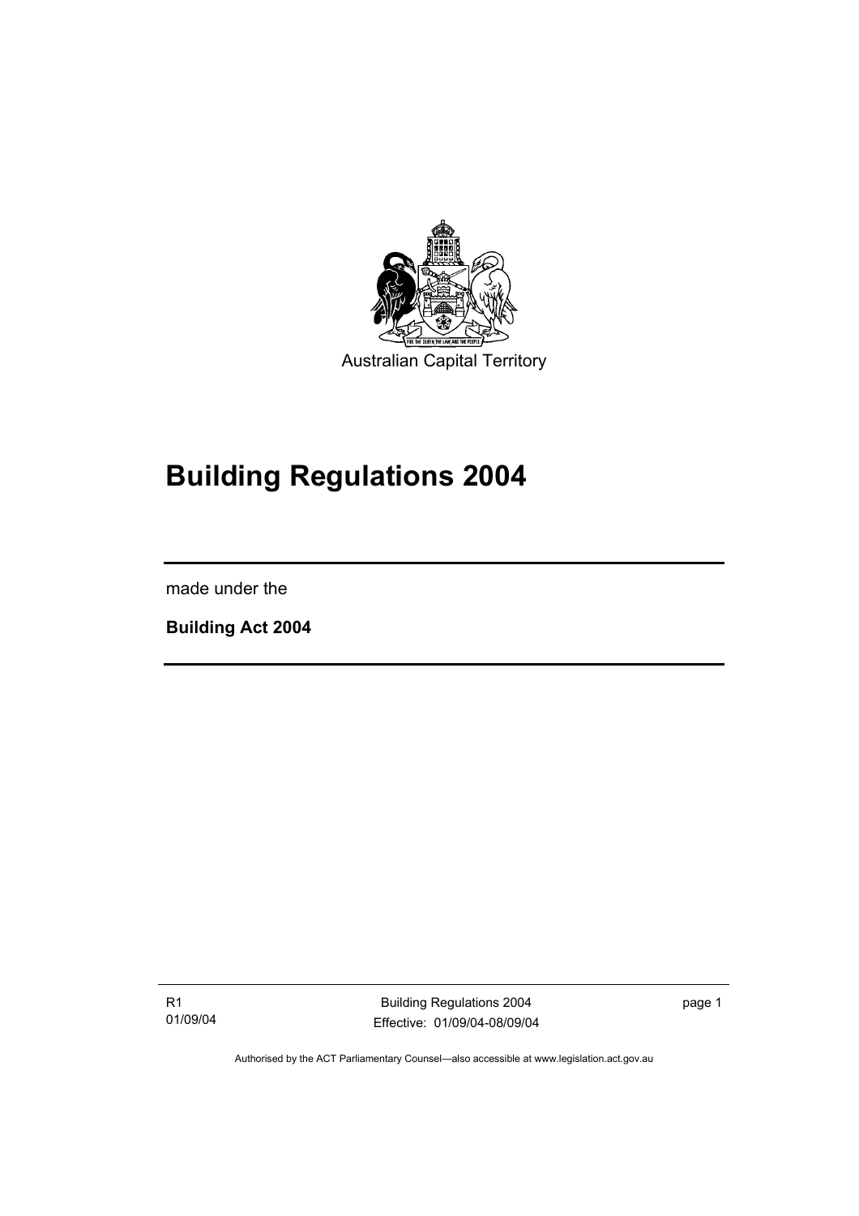Australian Capital Territory

# Building Regulations 2004

made under the

**Building Act 2004**

Authorised by the ACT Parliamentary Counsel—also accessible at www.legislation.act.gov.au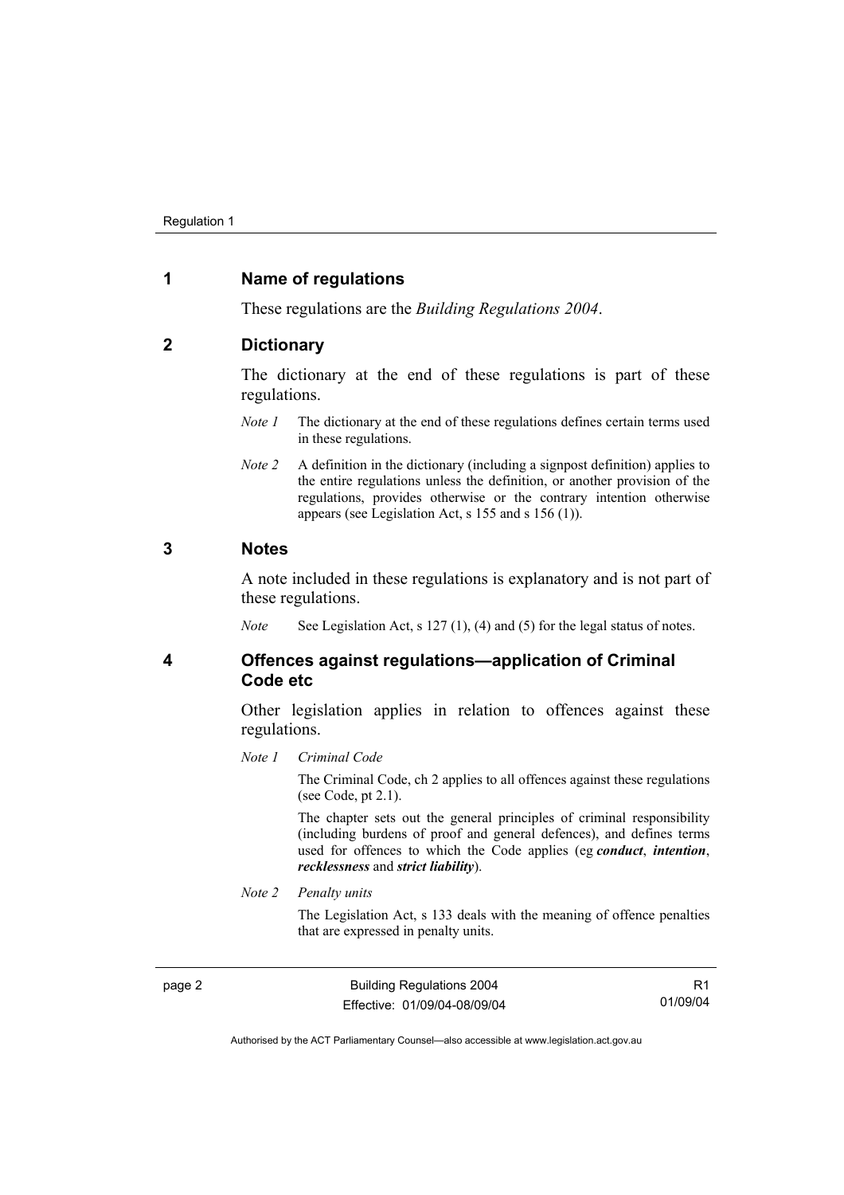## 1 Name of regulations

These regulations are the *Building Regulations 2004*.

## 2 Dictionary

The dictionary at the end of these regulations is part of these regulations.

*Note 1* The dictionary at the end of these regulations defines certain terms used in these regulations.

*Note 2* A definition in the dictionary (including a signpost definition) applies to the entire regulations unless the definition, or another provision of the regulations, provides otherwise or the contrary intention otherwise appears (see Legislation Act, s 155 and s 156 (1)).

## 3 Notes

A note included in these regulations is explanatory and is not part of these regulations.

*Note* See Legislation Act, s 127 (1), (4) and (5) for the legal status of notes.

## 4 Offences against regulations—application of Criminal Code etc

Other legislation applies in relation to offences against these regulations.

*Note 1* *Criminal Code*

The Criminal Code, ch 2 applies to all offences against these regulations (see Code, pt 2.1).

The chapter sets out the general principles of criminal responsibility (including burdens of proof and general defences), and defines terms used for offences to which the Code applies (eg ***conduct***, ***intention***, ***recklessness*** and ***strict liability***).

*Note 2* *Penalty units*

The Legislation Act, s 133 deals with the meaning of offence penalties that are expressed in penalty units.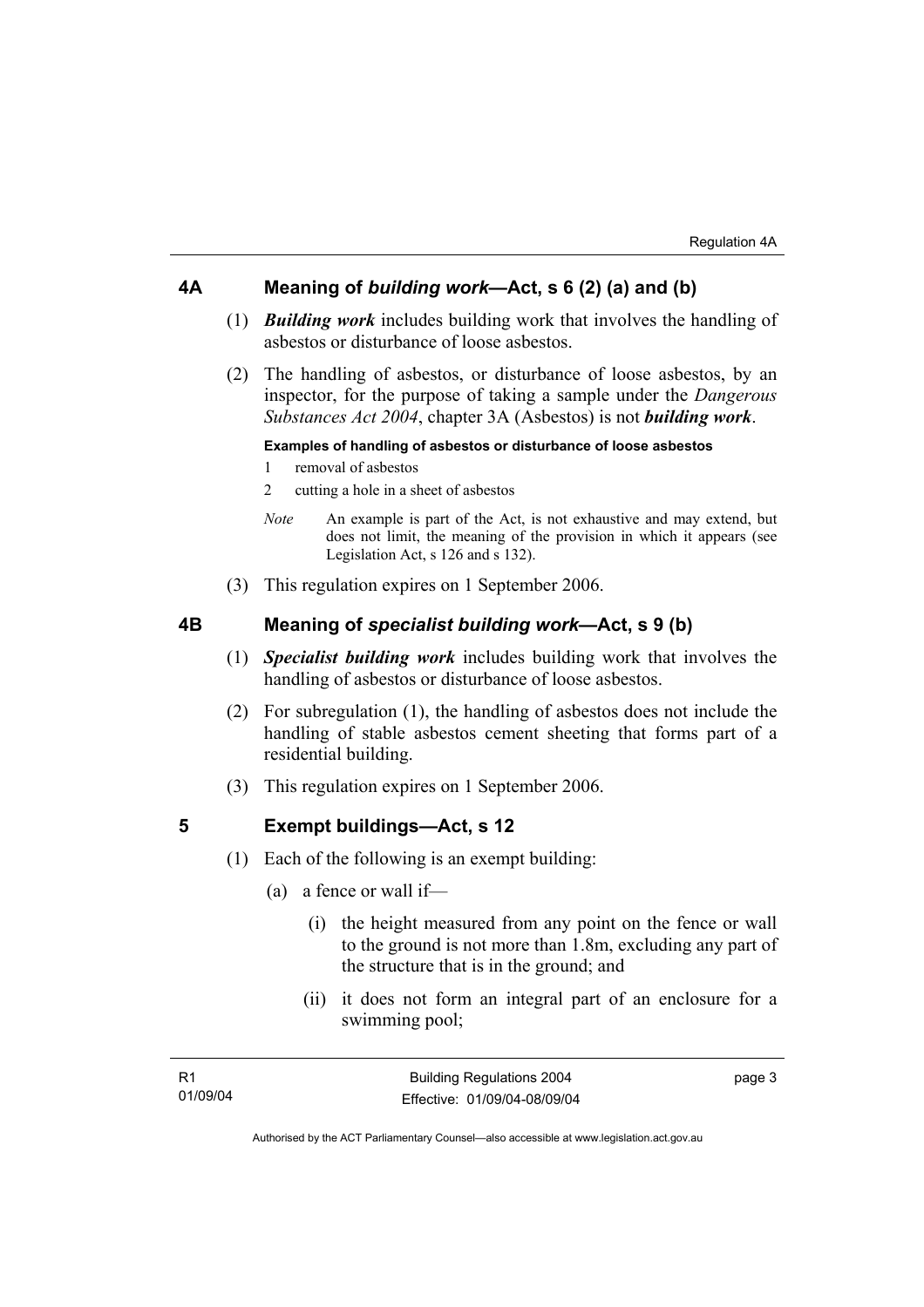## 4A Meaning of *building work*—Act, s 6 (2) (a) and (b)

(1) ***Building work*** includes building work that involves the handling of asbestos or disturbance of loose asbestos.

(2) The handling of asbestos, or disturbance of loose asbestos, by an inspector, for the purpose of taking a sample under the *Dangerous Substances Act 2004*, chapter 3A (Asbestos) is not ***building work***.

**Examples of handling of asbestos or disturbance of loose asbestos**

1 removal of asbestos

2 cutting a hole in a sheet of asbestos

*Note* An example is part of the Act, is not exhaustive and may extend, but does not limit, the meaning of the provision in which it appears (see Legislation Act, s 126 and s 132).

(3) This regulation expires on 1 September 2006.

## 4B Meaning of *specialist building work*—Act, s 9 (b)

(1) ***Specialist building work*** includes building work that involves the handling of asbestos or disturbance of loose asbestos.

(2) For subregulation (1), the handling of asbestos does not include the handling of stable asbestos cement sheeting that forms part of a residential building.

(3) This regulation expires on 1 September 2006.

## 5 Exempt buildings—Act, s 12

(1) Each of the following is an exempt building:

(a) a fence or wall if—

(i) the height measured from any point on the fence or wall to the ground is not more than 1.8m, excluding any part of the structure that is in the ground; and

(ii) it does not form an integral part of an enclosure for a swimming pool;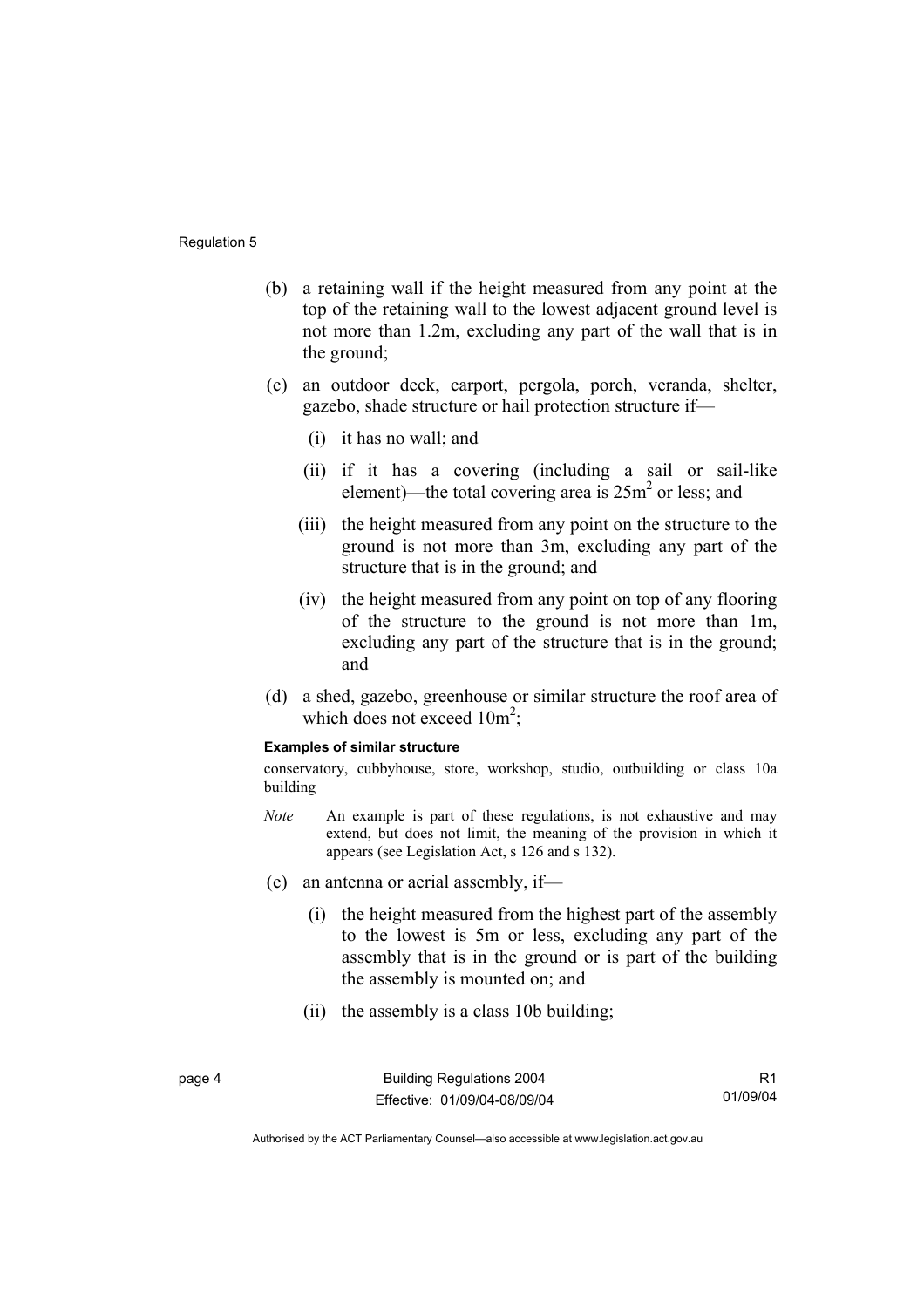(b) a retaining wall if the height measured from any point at the top of the retaining wall to the lowest adjacent ground level is not more than 1.2m, excluding any part of the wall that is in the ground;

(c) an outdoor deck, carport, pergola, porch, veranda, shelter, gazebo, shade structure or hail protection structure if—

  (i) it has no wall; and

  (ii) if it has a covering (including a sail or sail-like element)—the total covering area is $25m^2$ or less; and

  (iii) the height measured from any point on the structure to the ground is not more than 3m, excluding any part of the structure that is in the ground; and

  (iv) the height measured from any point on top of any flooring of the structure to the ground is not more than 1m, excluding any part of the structure that is in the ground; and

(d) a shed, gazebo, greenhouse or similar structure the roof area of which does not exceed $10m^2$;

**Examples of similar structure**

conservatory, cubbyhouse, store, workshop, studio, outbuilding or class 10a building

*Note* An example is part of these regulations, is not exhaustive and may extend, but does not limit, the meaning of the provision in which it appears (see Legislation Act, s 126 and s 132).

(e) an antenna or aerial assembly, if—

  (i) the height measured from the highest part of the assembly to the lowest is 5m or less, excluding any part of the assembly that is in the ground or is part of the building the assembly is mounted on; and

  (ii) the assembly is a class 10b building;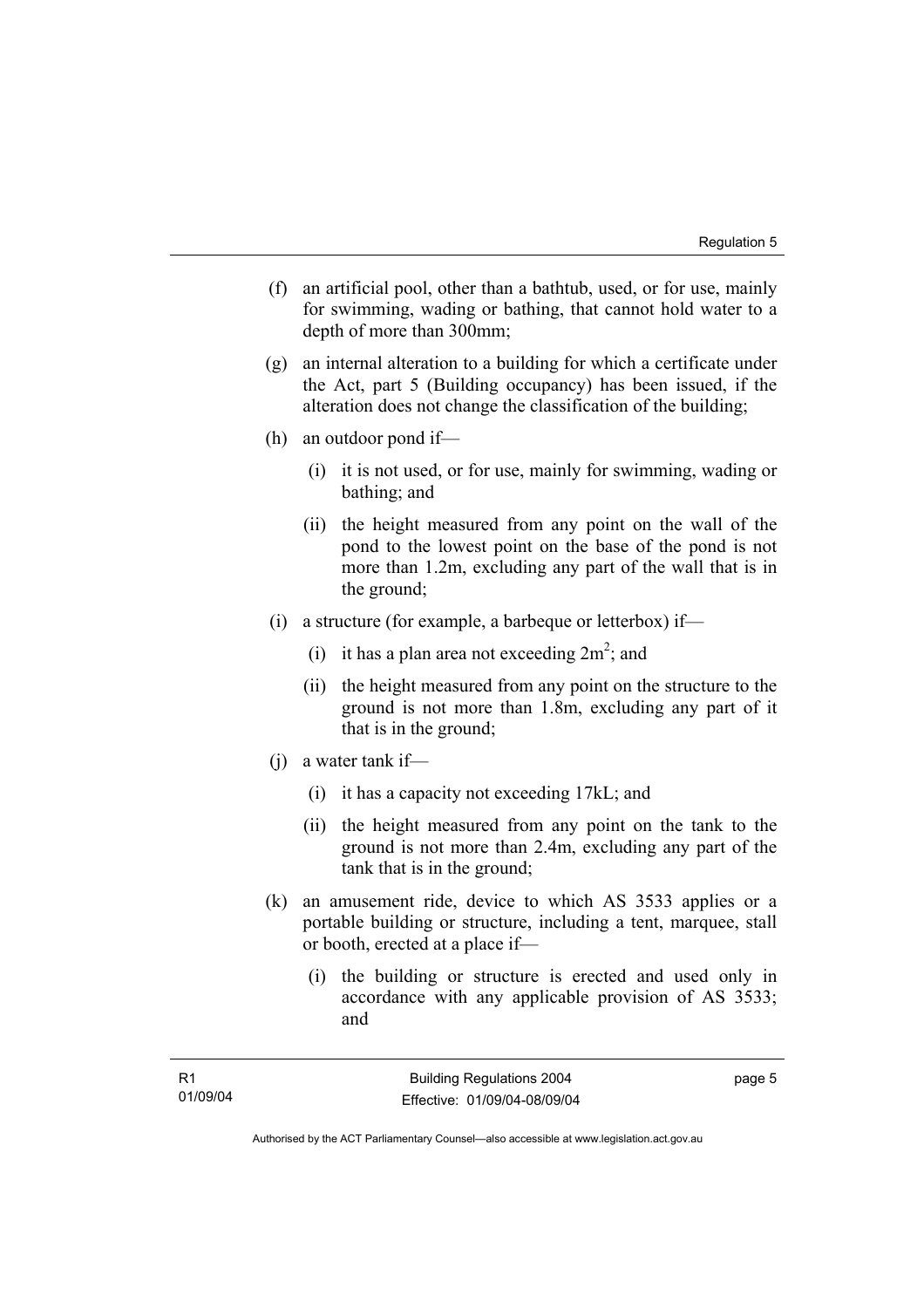(f) an artificial pool, other than a bathtub, used, or for use, mainly for swimming, wading or bathing, that cannot hold water to a depth of more than 300mm;

(g) an internal alteration to a building for which a certificate under the Act, part 5 (Building occupancy) has been issued, if the alteration does not change the classification of the building;

(h) an outdoor pond if—

   (i) it is not used, or for use, mainly for swimming, wading or bathing; and

   (ii) the height measured from any point on the wall of the pond to the lowest point on the base of the pond is not more than 1.2m, excluding any part of the wall that is in the ground;

(i) a structure (for example, a barbeque or letterbox) if—

   (i) it has a plan area not exceeding $2m^2$; and

   (ii) the height measured from any point on the structure to the ground is not more than 1.8m, excluding any part of it that is in the ground;

(j) a water tank if—

   (i) it has a capacity not exceeding 17kL; and

   (ii) the height measured from any point on the tank to the ground is not more than 2.4m, excluding any part of the tank that is in the ground;

(k) an amusement ride, device to which AS 3533 applies or a portable building or structure, including a tent, marquee, stall or booth, erected at a place if—

   (i) the building or structure is erected and used only in accordance with any applicable provision of AS 3533; and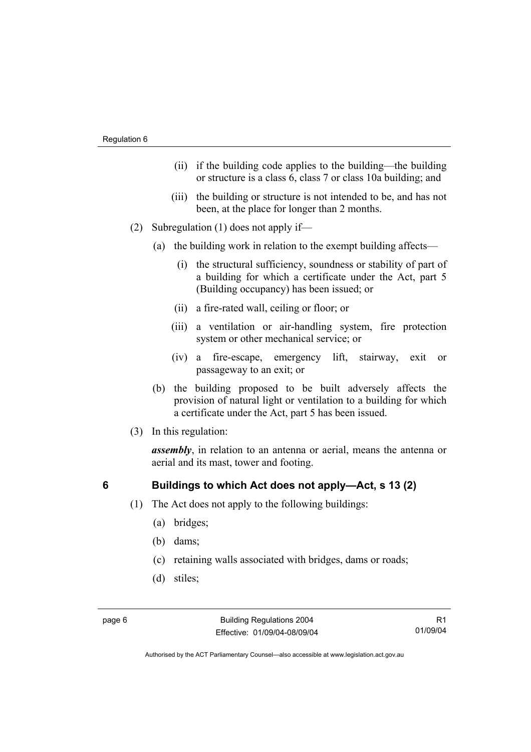(ii) if the building code applies to the building—the building or structure is a class 6, class 7 or class 10a building; and

(iii) the building or structure is not intended to be, and has not been, at the place for longer than 2 months.

(2) Subregulation (1) does not apply if—

(a) the building work in relation to the exempt building affects—

(i) the structural sufficiency, soundness or stability of part of a building for which a certificate under the Act, part 5 (Building occupancy) has been issued; or

(ii) a fire-rated wall, ceiling or floor; or

(iii) a ventilation or air-handling system, fire protection system or other mechanical service; or

(iv) a fire-escape, emergency lift, stairway, exit or passageway to an exit; or

(b) the building proposed to be built adversely affects the provision of natural light or ventilation to a building for which a certificate under the Act, part 5 has been issued.

(3) In this regulation:

***assembly***, in relation to an antenna or aerial, means the antenna or aerial and its mast, tower and footing.

## 6 Buildings to which Act does not apply—Act, s 13 (2)

(1) The Act does not apply to the following buildings:

(a) bridges;

(b) dams;

(c) retaining walls associated with bridges, dams or roads;

(d) stiles;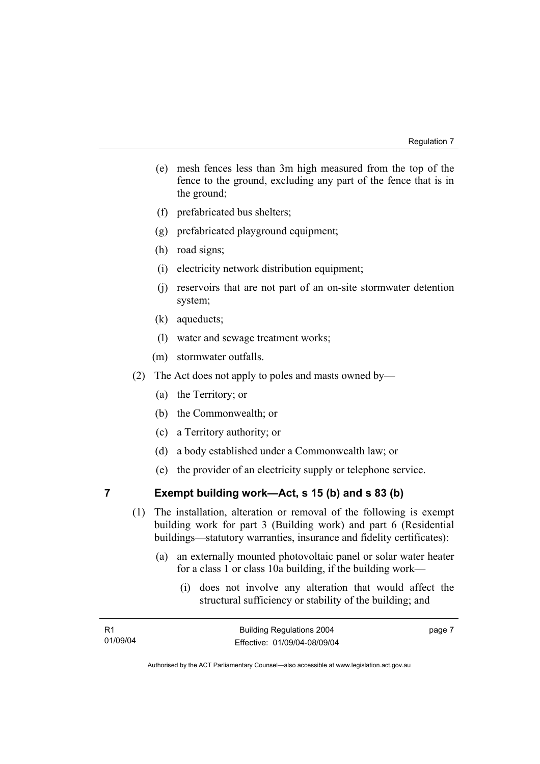(e) mesh fences less than 3m high measured from the top of the fence to the ground, excluding any part of the fence that is in the ground;

(f) prefabricated bus shelters;

(g) prefabricated playground equipment;

(h) road signs;

(i) electricity network distribution equipment;

(j) reservoirs that are not part of an on-site stormwater detention system;

(k) aqueducts;

(l) water and sewage treatment works;

(m) stormwater outfalls.

(2) The Act does not apply to poles and masts owned by—

(a) the Territory; or

(b) the Commonwealth; or

(c) a Territory authority; or

(d) a body established under a Commonwealth law; or

(e) the provider of an electricity supply or telephone service.

## 7 Exempt building work—Act, s 15 (b) and s 83 (b)

(1) The installation, alteration or removal of the following is exempt building work for part 3 (Building work) and part 6 (Residential buildings—statutory warranties, insurance and fidelity certificates):

(a) an externally mounted photovoltaic panel or solar water heater for a class 1 or class 10a building, if the building work—

(i) does not involve any alteration that would affect the structural sufficiency or stability of the building; and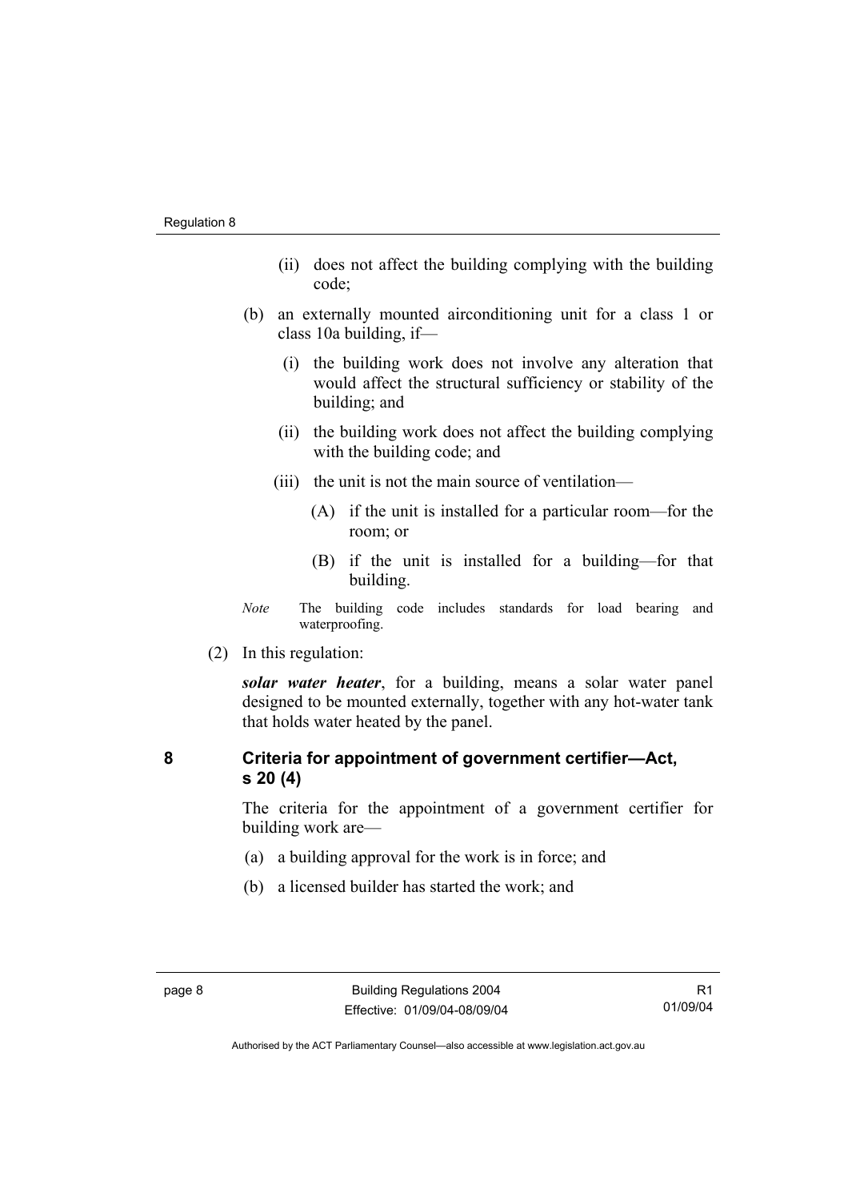(ii) does not affect the building complying with the building code;

(b) an externally mounted airconditioning unit for a class 1 or class 10a building, if—

(i) the building work does not involve any alteration that would affect the structural sufficiency or stability of the building; and

(ii) the building work does not affect the building complying with the building code; and

(iii) the unit is not the main source of ventilation—

(A) if the unit is installed for a particular room—for the room; or

(B) if the unit is installed for a building—for that building.

*Note* The building code includes standards for load bearing and waterproofing.

(2) In this regulation:

***solar water heater***, for a building, means a solar water panel designed to be mounted externally, together with any hot-water tank that holds water heated by the panel.

## 8 Criteria for appointment of government certifier—Act, s 20 (4)

The criteria for the appointment of a government certifier for building work are—

(a) a building approval for the work is in force; and

(b) a licensed builder has started the work; and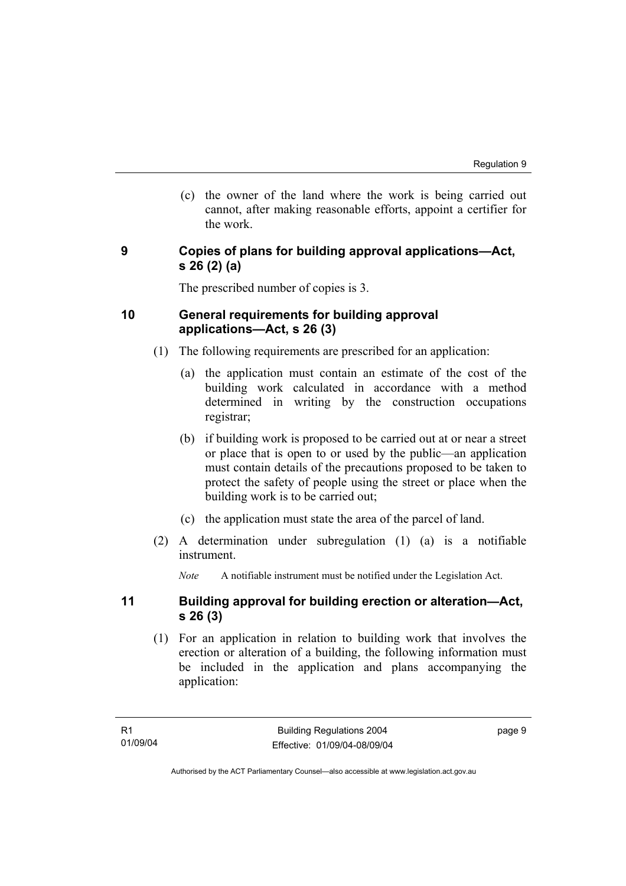(c) the owner of the land where the work is being carried out cannot, after making reasonable efforts, appoint a certifier for the work.

## 9 Copies of plans for building approval applications—Act, s 26 (2) (a)

The prescribed number of copies is 3.

## 10 General requirements for building approval applications—Act, s 26 (3)

(1) The following requirements are prescribed for an application:

(a) the application must contain an estimate of the cost of the building work calculated in accordance with a method determined in writing by the construction occupations registrar;

(b) if building work is proposed to be carried out at or near a street or place that is open to or used by the public—an application must contain details of the precautions proposed to be taken to protect the safety of people using the street or place when the building work is to be carried out;

(c) the application must state the area of the parcel of land.

(2) A determination under subregulation (1) (a) is a notifiable instrument.

*Note* A notifiable instrument must be notified under the Legislation Act.

## 11 Building approval for building erection or alteration—Act, s 26 (3)

(1) For an application in relation to building work that involves the erection or alteration of a building, the following information must be included in the application and plans accompanying the application: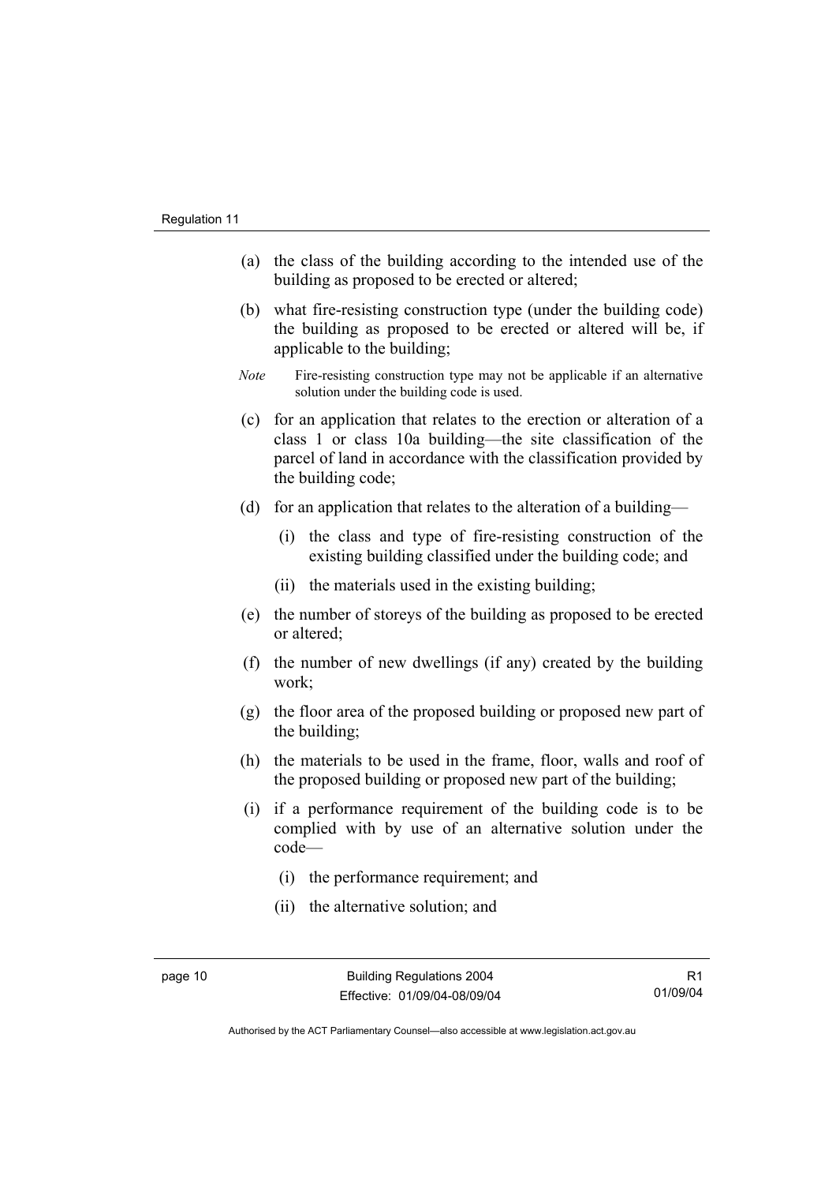(a) the class of the building according to the intended use of the building as proposed to be erected or altered;

(b) what fire-resisting construction type (under the building code) the building as proposed to be erected or altered will be, if applicable to the building;

*Note* Fire-resisting construction type may not be applicable if an alternative solution under the building code is used.

(c) for an application that relates to the erection or alteration of a class 1 or class 10a building—the site classification of the parcel of land in accordance with the classification provided by the building code;

(d) for an application that relates to the alteration of a building—

(i) the class and type of fire-resisting construction of the existing building classified under the building code; and

(ii) the materials used in the existing building;

(e) the number of storeys of the building as proposed to be erected or altered;

(f) the number of new dwellings (if any) created by the building work;

(g) the floor area of the proposed building or proposed new part of the building;

(h) the materials to be used in the frame, floor, walls and roof of the proposed building or proposed new part of the building;

(i) if a performance requirement of the building code is to be complied with by use of an alternative solution under the code—

(i) the performance requirement; and

(ii) the alternative solution; and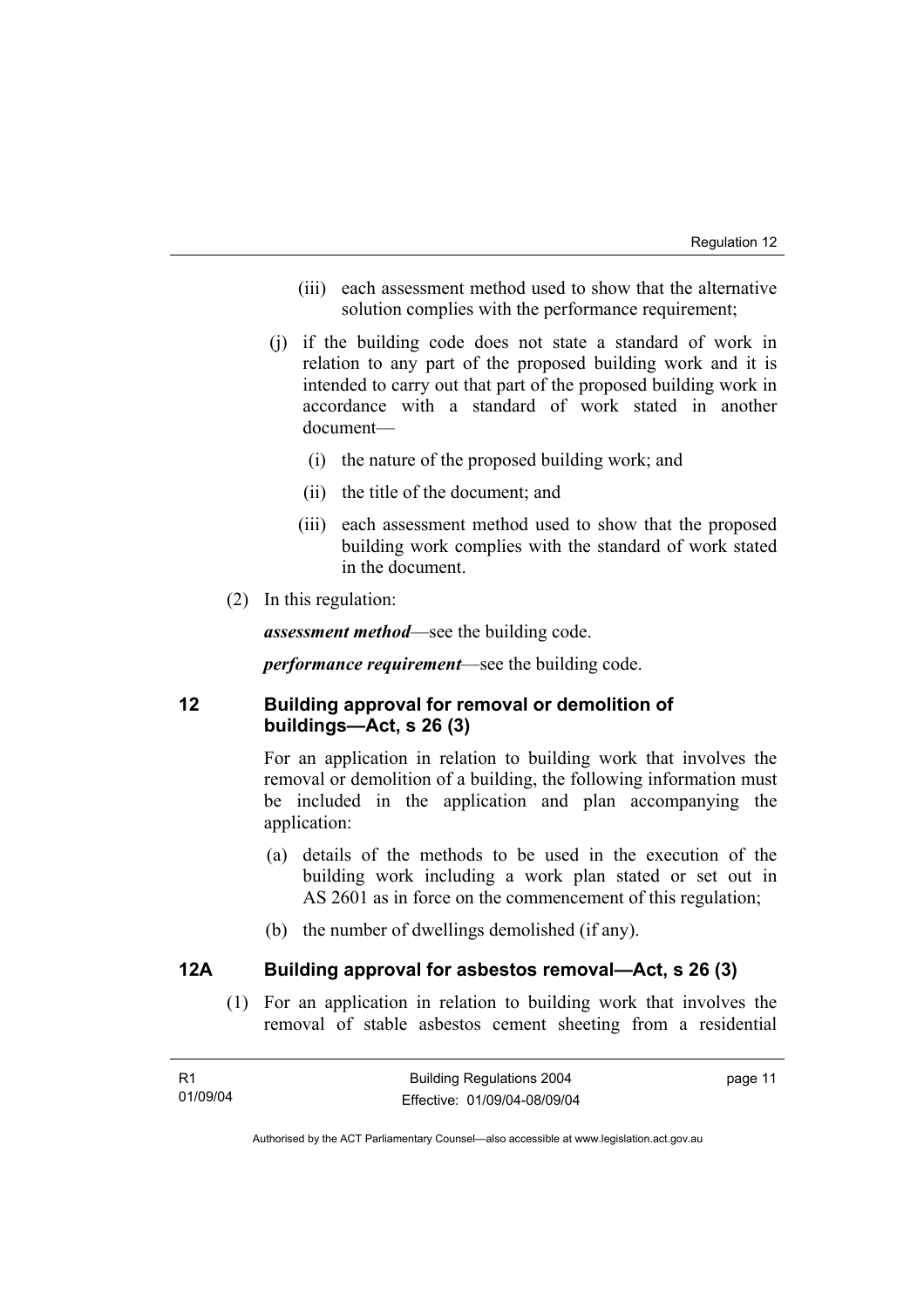(iii) each assessment method used to show that the alternative solution complies with the performance requirement;

(j) if the building code does not state a standard of work in relation to any part of the proposed building work and it is intended to carry out that part of the proposed building work in accordance with a standard of work stated in another document—

(i) the nature of the proposed building work; and

(ii) the title of the document; and

(iii) each assessment method used to show that the proposed building work complies with the standard of work stated in the document.

(2) In this regulation:

***assessment method***—see the building code.

***performance requirement***—see the building code.

## 12 Building approval for removal or demolition of buildings—Act, s 26 (3)

For an application in relation to building work that involves the removal or demolition of a building, the following information must be included in the application and plan accompanying the application:

(a) details of the methods to be used in the execution of the building work including a work plan stated or set out in AS 2601 as in force on the commencement of this regulation;

(b) the number of dwellings demolished (if any).

## 12A Building approval for asbestos removal—Act, s 26 (3)

(1) For an application in relation to building work that involves the removal of stable asbestos cement sheeting from a residential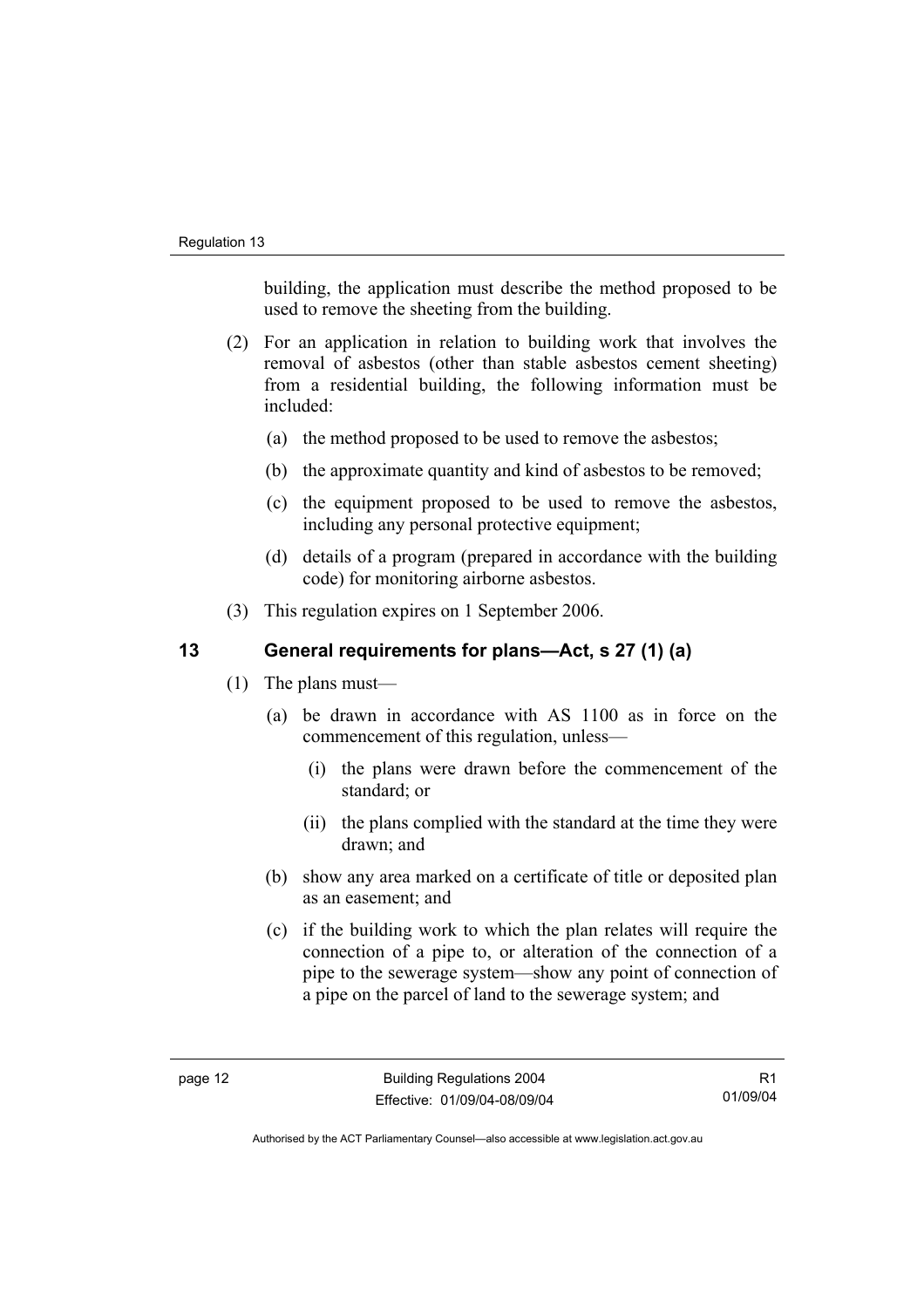building, the application must describe the method proposed to be used to remove the sheeting from the building.

(2) For an application in relation to building work that involves the removal of asbestos (other than stable asbestos cement sheeting) from a residential building, the following information must be included:

(a) the method proposed to be used to remove the asbestos;

(b) the approximate quantity and kind of asbestos to be removed;

(c) the equipment proposed to be used to remove the asbestos, including any personal protective equipment;

(d) details of a program (prepared in accordance with the building code) for monitoring airborne asbestos.

(3) This regulation expires on 1 September 2006.

## 13 General requirements for plans—Act, s 27 (1) (a)

(1) The plans must—

(a) be drawn in accordance with AS 1100 as in force on the commencement of this regulation, unless—

(i) the plans were drawn before the commencement of the standard; or

(ii) the plans complied with the standard at the time they were drawn; and

(b) show any area marked on a certificate of title or deposited plan as an easement; and

(c) if the building work to which the plan relates will require the connection of a pipe to, or alteration of the connection of a pipe to the sewerage system—show any point of connection of a pipe on the parcel of land to the sewerage system; and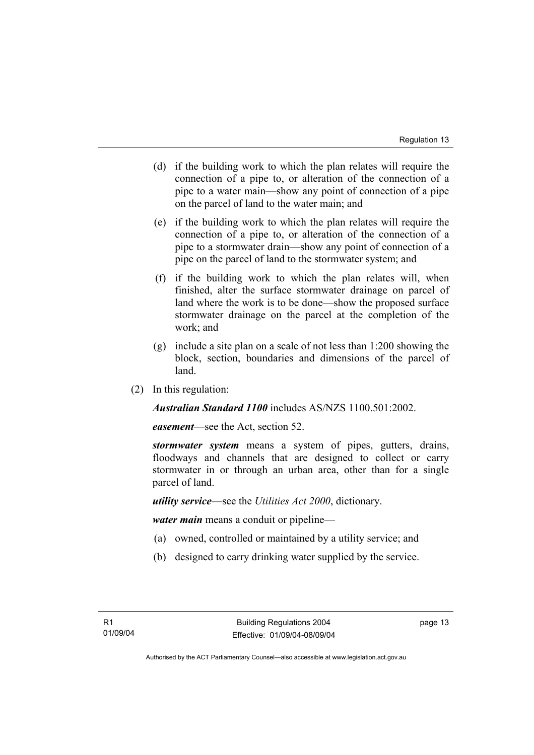(d) if the building work to which the plan relates will require the connection of a pipe to, or alteration of the connection of a pipe to a water main—show any point of connection of a pipe on the parcel of land to the water main; and

(e) if the building work to which the plan relates will require the connection of a pipe to, or alteration of the connection of a pipe to a stormwater drain—show any point of connection of a pipe on the parcel of land to the stormwater system; and

(f) if the building work to which the plan relates will, when finished, alter the surface stormwater drainage on parcel of land where the work is to be done—show the proposed surface stormwater drainage on the parcel at the completion of the work; and

(g) include a site plan on a scale of not less than 1:200 showing the block, section, boundaries and dimensions of the parcel of land.

(2) In this regulation:

***Australian Standard 1100*** includes AS/NZS 1100.501:2002.

***easement***—see the Act, section 52.

***stormwater system*** means a system of pipes, gutters, drains, floodways and channels that are designed to collect or carry stormwater in or through an urban area, other than for a single parcel of land.

***utility service***—see the *Utilities Act 2000*, dictionary.

***water main*** means a conduit or pipeline—

(a) owned, controlled or maintained by a utility service; and

(b) designed to carry drinking water supplied by the service.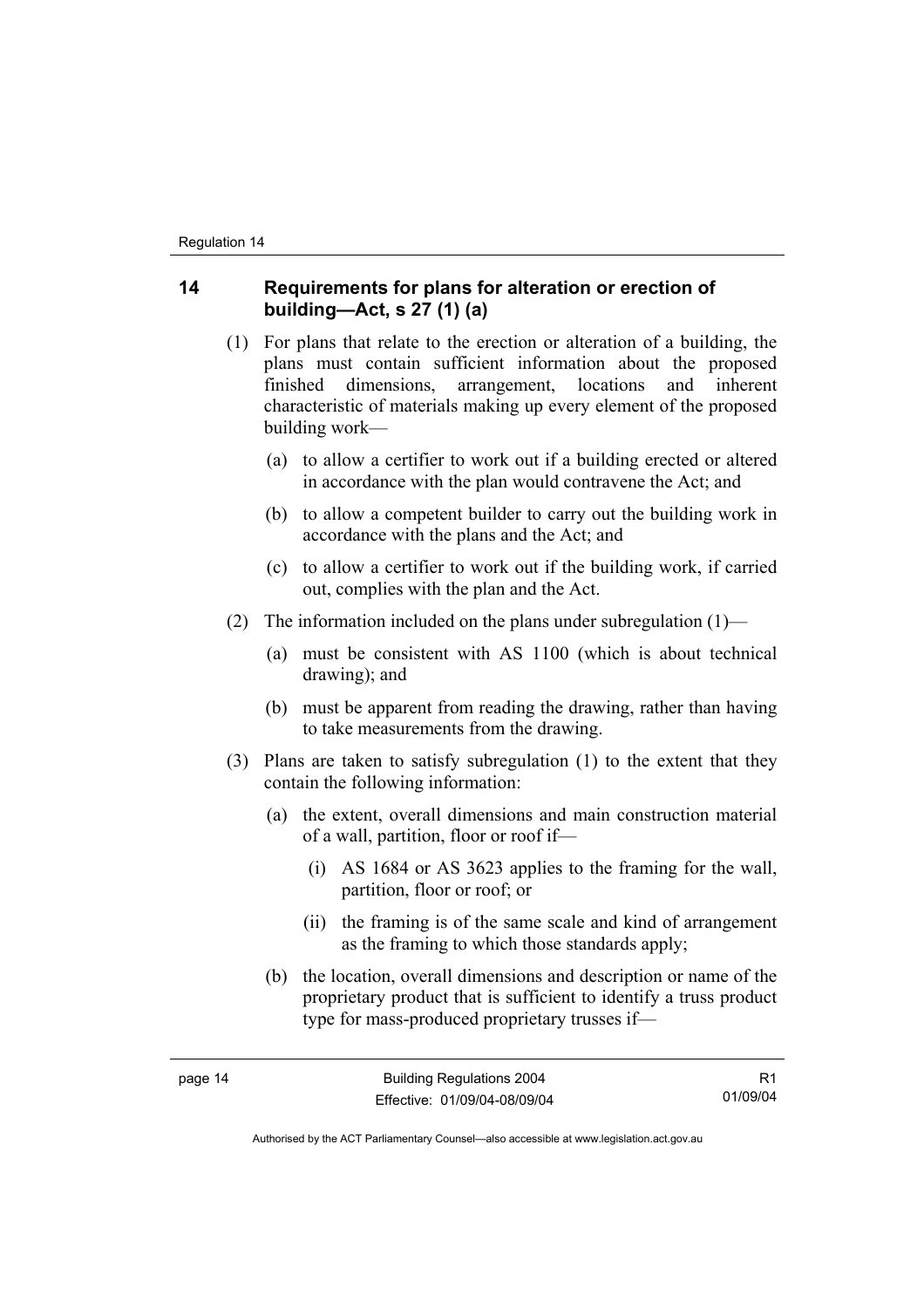## 14 Requirements for plans for alteration or erection of building—Act, s 27 (1) (a)

(1) For plans that relate to the erection or alteration of a building, the plans must contain sufficient information about the proposed finished dimensions, arrangement, locations and inherent characteristic of materials making up every element of the proposed building work—

(a) to allow a certifier to work out if a building erected or altered in accordance with the plan would contravene the Act; and

(b) to allow a competent builder to carry out the building work in accordance with the plans and the Act; and

(c) to allow a certifier to work out if the building work, if carried out, complies with the plan and the Act.

(2) The information included on the plans under subregulation (1)—

(a) must be consistent with AS 1100 (which is about technical drawing); and

(b) must be apparent from reading the drawing, rather than having to take measurements from the drawing.

(3) Plans are taken to satisfy subregulation (1) to the extent that they contain the following information:

(a) the extent, overall dimensions and main construction material of a wall, partition, floor or roof if—

(i) AS 1684 or AS 3623 applies to the framing for the wall, partition, floor or roof; or

(ii) the framing is of the same scale and kind of arrangement as the framing to which those standards apply;

(b) the location, overall dimensions and description or name of the proprietary product that is sufficient to identify a truss product type for mass-produced proprietary trusses if—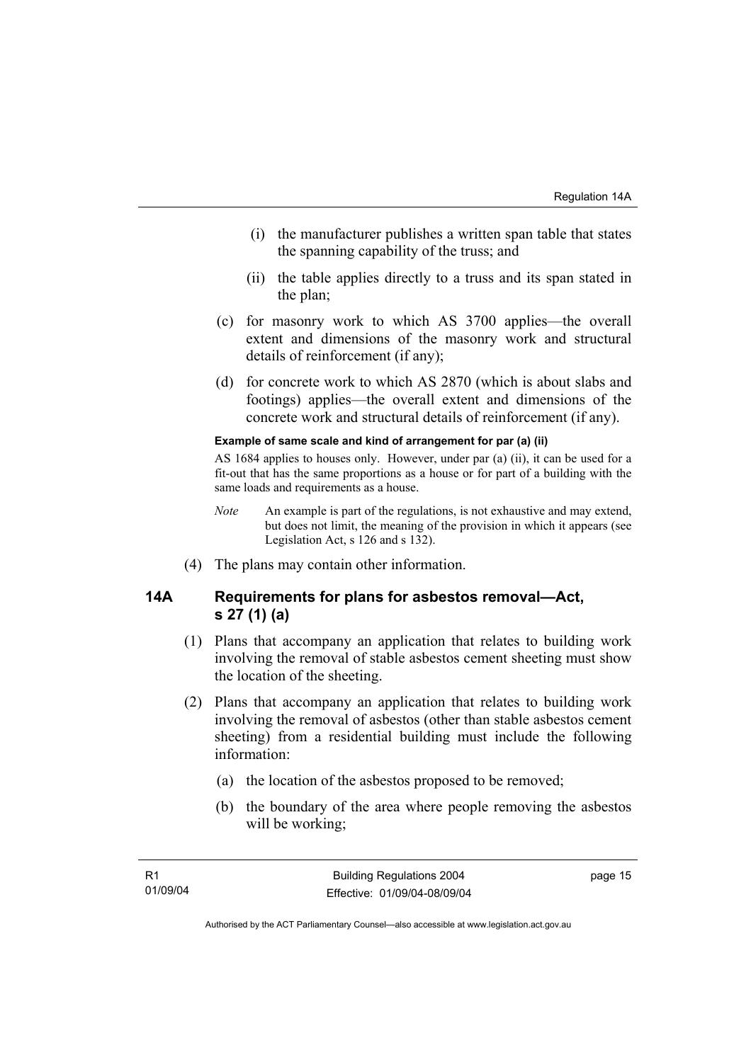(i) the manufacturer publishes a written span table that states the spanning capability of the truss; and

(ii) the table applies directly to a truss and its span stated in the plan;

(c) for masonry work to which AS 3700 applies—the overall extent and dimensions of the masonry work and structural details of reinforcement (if any);

(d) for concrete work to which AS 2870 (which is about slabs and footings) applies—the overall extent and dimensions of the concrete work and structural details of reinforcement (if any).

**Example of same scale and kind of arrangement for par (a) (ii)**

AS 1684 applies to houses only. However, under par (a) (ii), it can be used for a fit-out that has the same proportions as a house or for part of a building with the same loads and requirements as a house.

*Note* An example is part of the regulations, is not exhaustive and may extend, but does not limit, the meaning of the provision in which it appears (see Legislation Act, s 126 and s 132).

(4) The plans may contain other information.

## 14A Requirements for plans for asbestos removal—Act, s 27 (1) (a)

(1) Plans that accompany an application that relates to building work involving the removal of stable asbestos cement sheeting must show the location of the sheeting.

(2) Plans that accompany an application that relates to building work involving the removal of asbestos (other than stable asbestos cement sheeting) from a residential building must include the following information:

(a) the location of the asbestos proposed to be removed;

(b) the boundary of the area where people removing the asbestos will be working;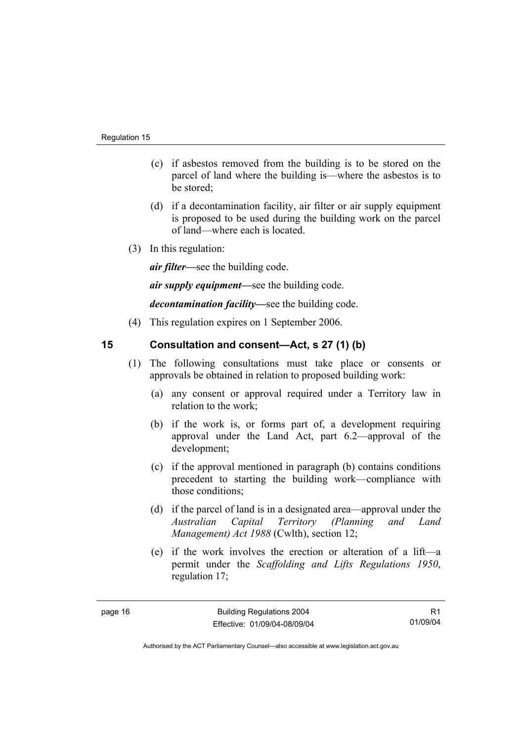(c) if asbestos removed from the building is to be stored on the parcel of land where the building is—where the asbestos is to be stored;

(d) if a decontamination facility, air filter or air supply equipment is proposed to be used during the building work on the parcel of land—where each is located.

(3) In this regulation:

***air filter***—see the building code.

***air supply equipment***—see the building code.

***decontamination facility***—see the building code.

(4) This regulation expires on 1 September 2006.

## 15 Consultation and consent—Act, s 27 (1) (b)

(1) The following consultations must take place or consents or approvals be obtained in relation to proposed building work:

(a) any consent or approval required under a Territory law in relation to the work;

(b) if the work is, or forms part of, a development requiring approval under the Land Act, part 6.2—approval of the development;

(c) if the approval mentioned in paragraph (b) contains conditions precedent to starting the building work—compliance with those conditions;

(d) if the parcel of land is in a designated area—approval under the *Australian Capital Territory (Planning and Land Management) Act 1988* (Cwlth), section 12;

(e) if the work involves the erection or alteration of a lift—a permit under the *Scaffolding and Lifts Regulations 1950*, regulation 17;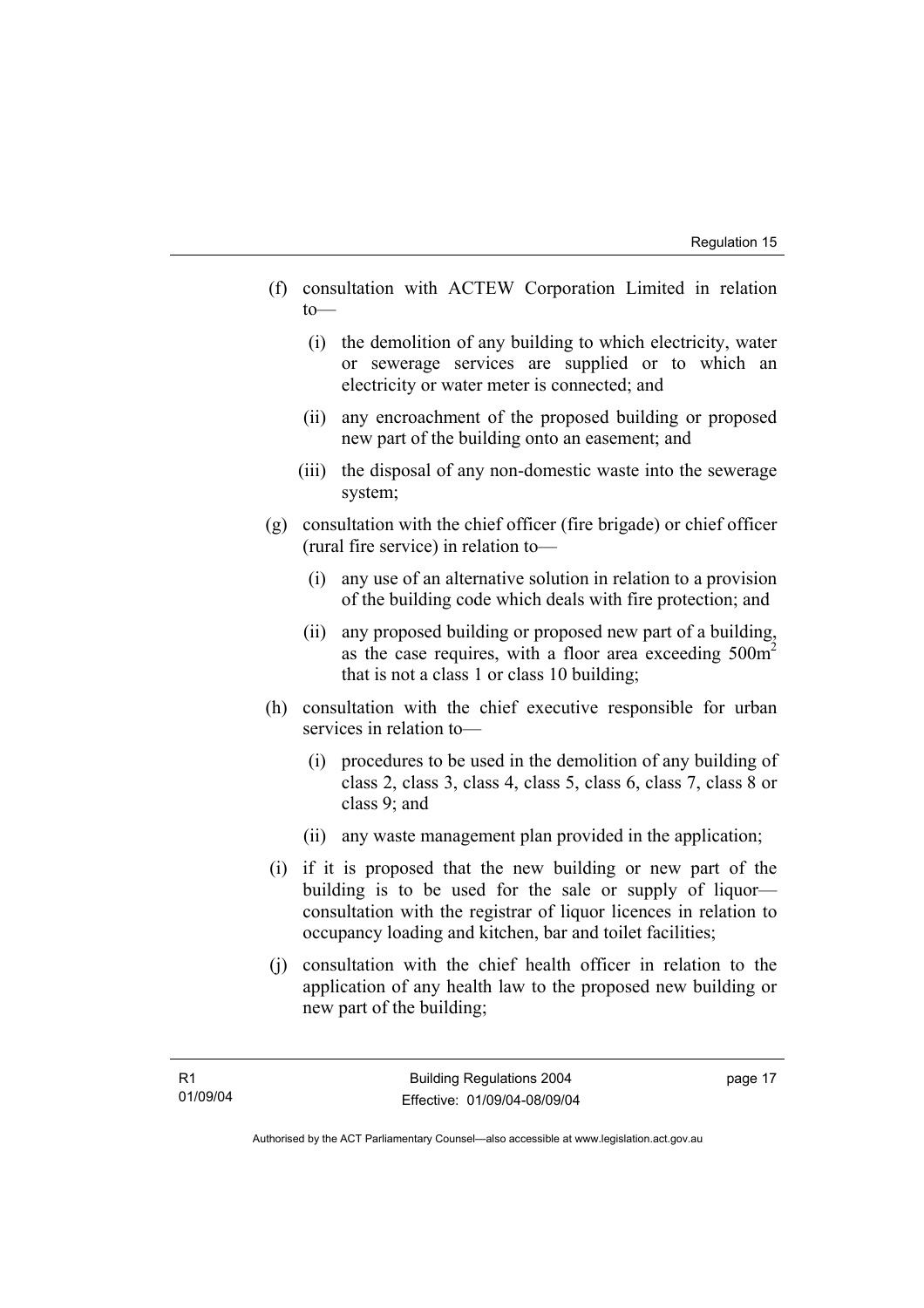(f) consultation with ACTEW Corporation Limited in relation to—

   (i) the demolition of any building to which electricity, water or sewerage services are supplied or to which an electricity or water meter is connected; and

   (ii) any encroachment of the proposed building or proposed new part of the building onto an easement; and

   (iii) the disposal of any non-domestic waste into the sewerage system;

(g) consultation with the chief officer (fire brigade) or chief officer (rural fire service) in relation to—

   (i) any use of an alternative solution in relation to a provision of the building code which deals with fire protection; and

   (ii) any proposed building or proposed new part of a building, as the case requires, with a floor area exceeding $500m^2$ that is not a class 1 or class 10 building;

(h) consultation with the chief executive responsible for urban services in relation to—

   (i) procedures to be used in the demolition of any building of class 2, class 3, class 4, class 5, class 6, class 7, class 8 or class 9; and

   (ii) any waste management plan provided in the application;

(i) if it is proposed that the new building or new part of the building is to be used for the sale or supply of liquor—consultation with the registrar of liquor licences in relation to occupancy loading and kitchen, bar and toilet facilities;

(j) consultation with the chief health officer in relation to the application of any health law to the proposed new building or new part of the building;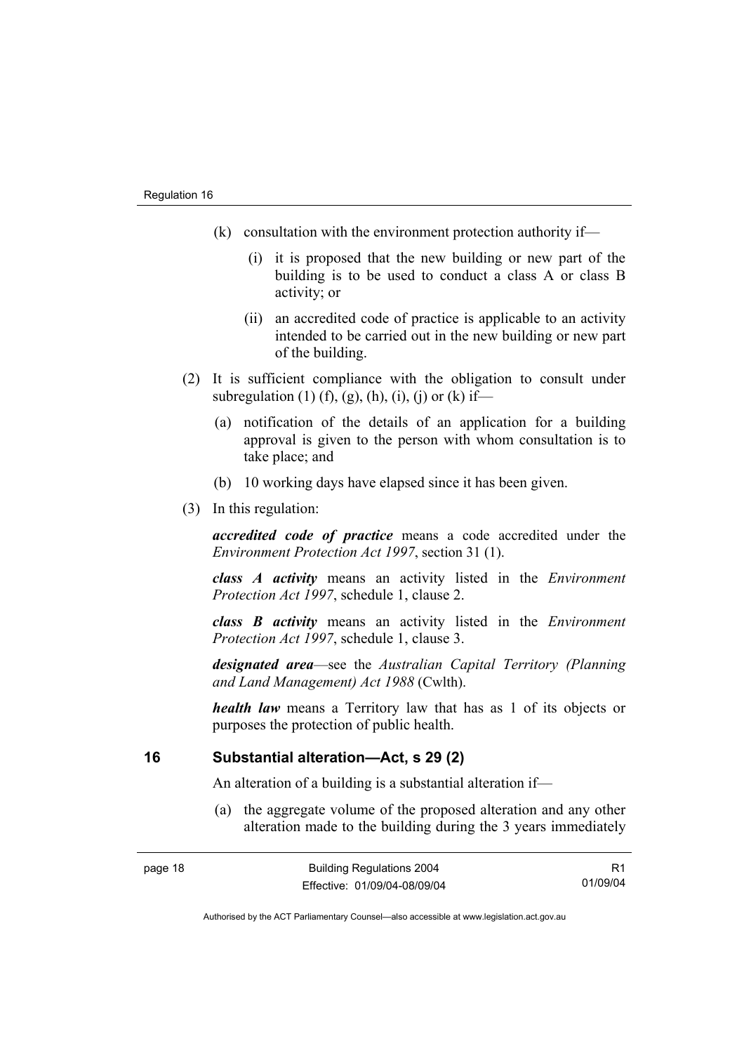(k) consultation with the environment protection authority if—

(i) it is proposed that the new building or new part of the building is to be used to conduct a class A or class B activity; or

(ii) an accredited code of practice is applicable to an activity intended to be carried out in the new building or new part of the building.

(2) It is sufficient compliance with the obligation to consult under subregulation (1) (f), (g), (h), (i), (j) or (k) if—

(a) notification of the details of an application for a building approval is given to the person with whom consultation is to take place; and

(b) 10 working days have elapsed since it has been given.

(3) In this regulation:

***accredited code of practice*** means a code accredited under the *Environment Protection Act 1997*, section 31 (1).

***class A activity*** means an activity listed in the *Environment Protection Act 1997*, schedule 1, clause 2.

***class B activity*** means an activity listed in the *Environment Protection Act 1997*, schedule 1, clause 3.

***designated area***—see the *Australian Capital Territory (Planning and Land Management) Act 1988* (Cwlth).

***health law*** means a Territory law that has as 1 of its objects or purposes the protection of public health.

## 16 Substantial alteration—Act, s 29 (2)

An alteration of a building is a substantial alteration if—

(a) the aggregate volume of the proposed alteration and any other alteration made to the building during the 3 years immediately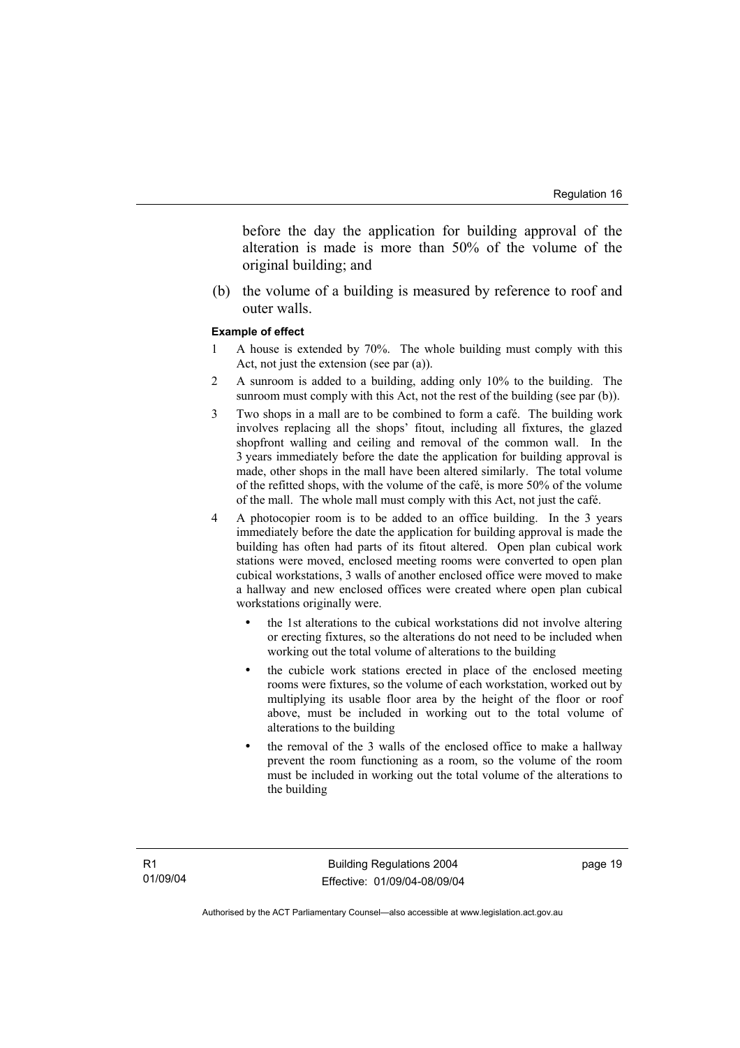before the day the application for building approval of the alteration is made is more than 50% of the volume of the original building; and

(b) the volume of a building is measured by reference to roof and outer walls.

**Example of effect**

1 A house is extended by 70%. The whole building must comply with this Act, not just the extension (see par (a)).

2 A sunroom is added to a building, adding only 10% to the building. The sunroom must comply with this Act, not the rest of the building (see par (b)).

3 Two shops in a mall are to be combined to form a café. The building work involves replacing all the shops' fitout, including all fixtures, the glazed shopfront walling and ceiling and removal of the common wall. In the 3 years immediately before the date the application for building approval is made, other shops in the mall have been altered similarly. The total volume of the refitted shops, with the volume of the café, is more 50% of the volume of the mall. The whole mall must comply with this Act, not just the café.

4 A photocopier room is to be added to an office building. In the 3 years immediately before the date the application for building approval is made the building has often had parts of its fitout altered. Open plan cubical work stations were moved, enclosed meeting rooms were converted to open plan cubical workstations, 3 walls of another enclosed office were moved to make a hallway and new enclosed offices were created where open plan cubical workstations originally were.

- the 1st alterations to the cubical workstations did not involve altering or erecting fixtures, so the alterations do not need to be included when working out the total volume of alterations to the building
- the cubicle work stations erected in place of the enclosed meeting rooms were fixtures, so the volume of each workstation, worked out by multiplying its usable floor area by the height of the floor or roof above, must be included in working out to the total volume of alterations to the building
- the removal of the 3 walls of the enclosed office to make a hallway prevent the room functioning as a room, so the volume of the room must be included in working out the total volume of the alterations to the building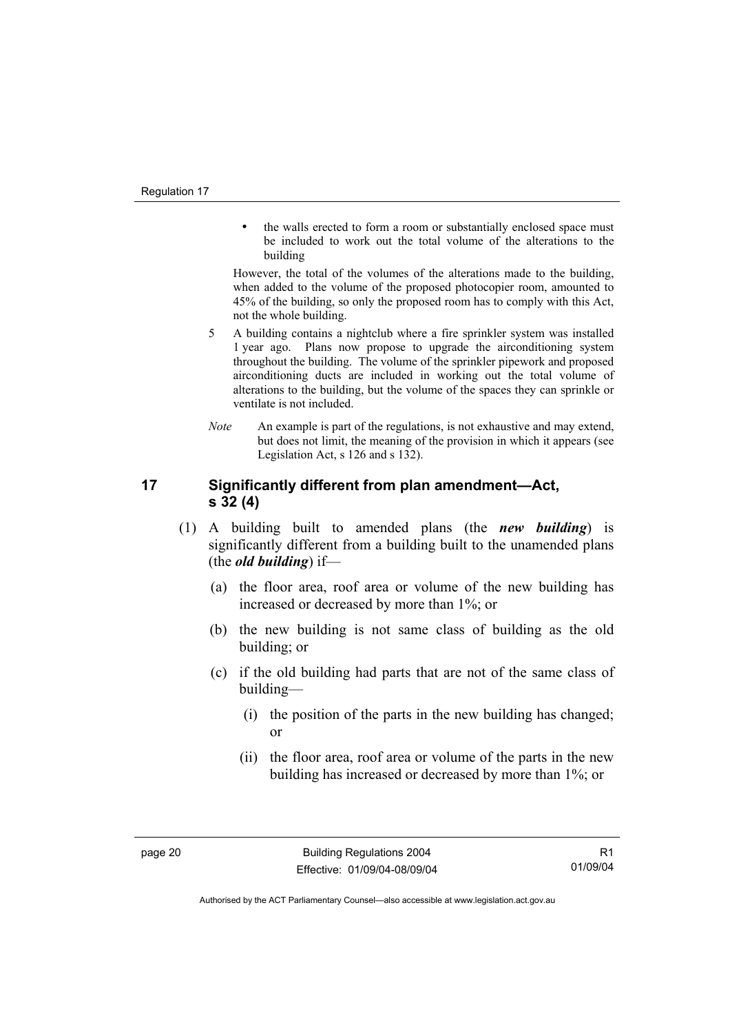- the walls erected to form a room or substantially enclosed space must be included to work out the total volume of the alterations to the building

However, the total of the volumes of the alterations made to the building, when added to the volume of the proposed photocopier room, amounted to 45% of the building, so only the proposed room has to comply with this Act, not the whole building.

5 A building contains a nightclub where a fire sprinkler system was installed 1 year ago. Plans now propose to upgrade the airconditioning system throughout the building. The volume of the sprinkler pipework and proposed airconditioning ducts are included in working out the total volume of alterations to the building, but the volume of the spaces they can sprinkle or ventilate is not included.

*Note* An example is part of the regulations, is not exhaustive and may extend, but does not limit, the meaning of the provision in which it appears (see Legislation Act, s 126 and s 132).

## 17 Significantly different from plan amendment—Act, s 32 (4)

(1) A building built to amended plans (the ***new building***) is significantly different from a building built to the unamended plans (the ***old building***) if—

(a) the floor area, roof area or volume of the new building has increased or decreased by more than 1%; or

(b) the new building is not same class of building as the old building; or

(c) if the old building had parts that are not of the same class of building—

(i) the position of the parts in the new building has changed; or

(ii) the floor area, roof area or volume of the parts in the new building has increased or decreased by more than 1%; or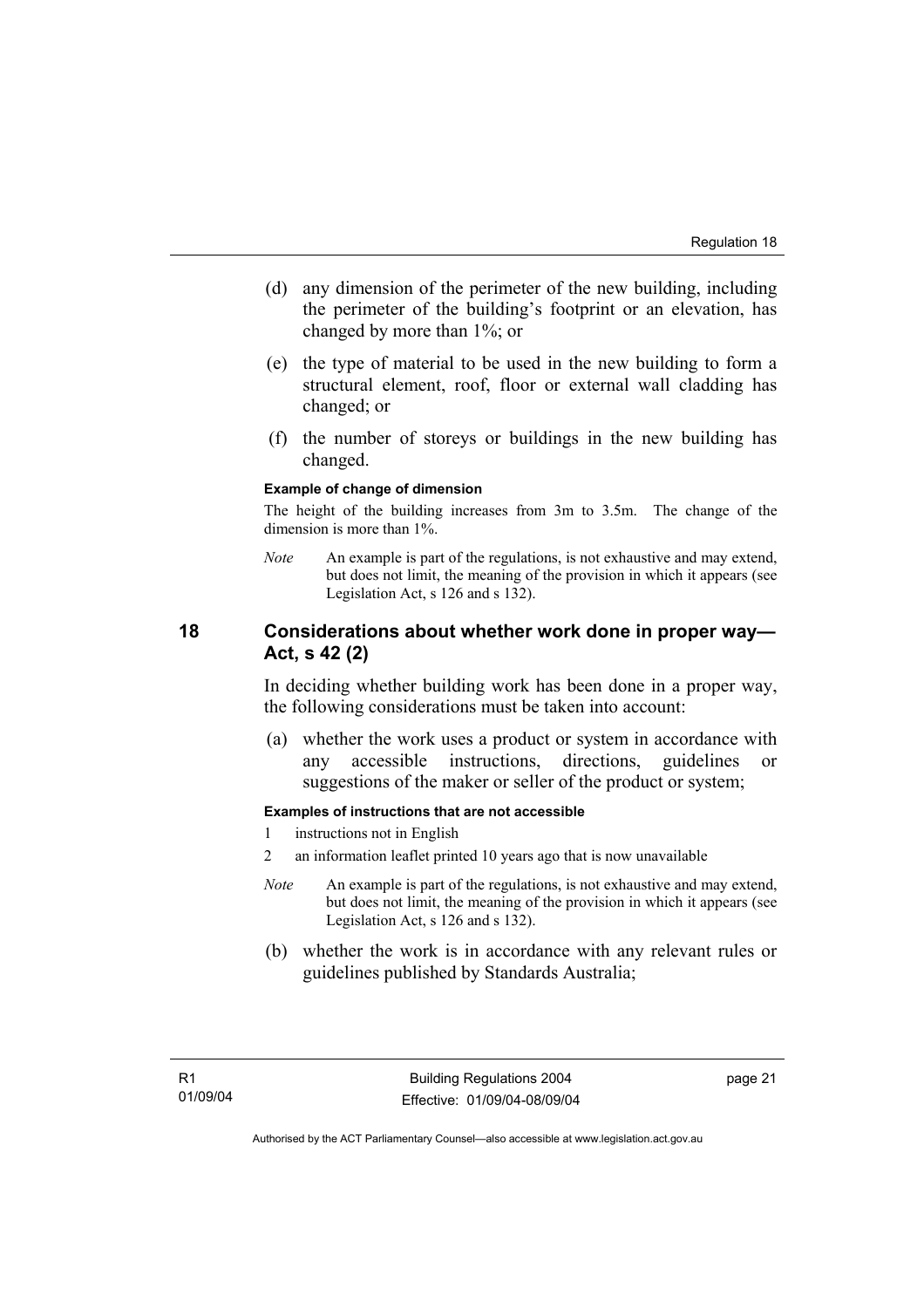(d) any dimension of the perimeter of the new building, including the perimeter of the building's footprint or an elevation, has changed by more than 1%; or

(e) the type of material to be used in the new building to form a structural element, roof, floor or external wall cladding has changed; or

(f) the number of storeys or buildings in the new building has changed.

**Example of change of dimension**

The height of the building increases from 3m to 3.5m. The change of the dimension is more than 1%.

*Note* An example is part of the regulations, is not exhaustive and may extend, but does not limit, the meaning of the provision in which it appears (see Legislation Act, s 126 and s 132).

## 18 Considerations about whether work done in proper way—Act, s 42 (2)

In deciding whether building work has been done in a proper way, the following considerations must be taken into account:

(a) whether the work uses a product or system in accordance with any accessible instructions, directions, guidelines or suggestions of the maker or seller of the product or system;

**Examples of instructions that are not accessible**

1 instructions not in English

2 an information leaflet printed 10 years ago that is now unavailable

*Note* An example is part of the regulations, is not exhaustive and may extend, but does not limit, the meaning of the provision in which it appears (see Legislation Act, s 126 and s 132).

(b) whether the work is in accordance with any relevant rules or guidelines published by Standards Australia;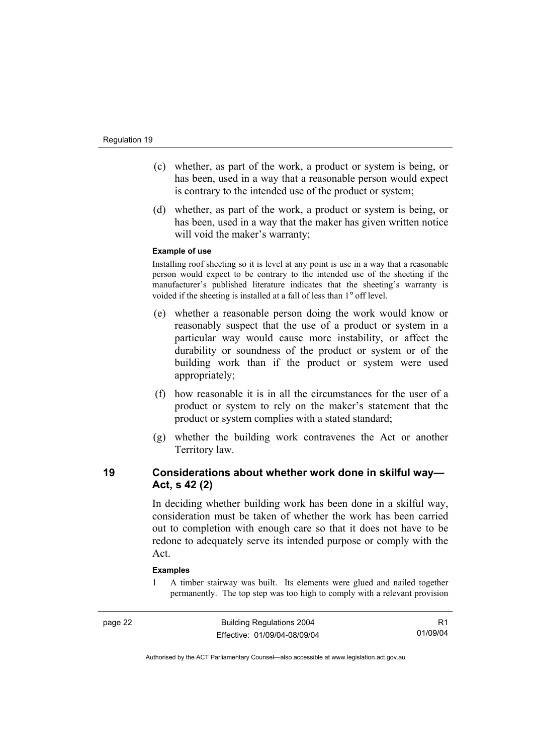(c) whether, as part of the work, a product or system is being, or has been, used in a way that a reasonable person would expect is contrary to the intended use of the product or system;

(d) whether, as part of the work, a product or system is being, or has been, used in a way that the maker has given written notice will void the maker's warranty;

**Example of use**

Installing roof sheeting so it is level at any point is use in a way that a reasonable person would expect to be contrary to the intended use of the sheeting if the manufacturer's published literature indicates that the sheeting's warranty is voided if the sheeting is installed at a fall of less than 1° off level.

(e) whether a reasonable person doing the work would know or reasonably suspect that the use of a product or system in a particular way would cause more instability, or affect the durability or soundness of the product or system or of the building work than if the product or system were used appropriately;

(f) how reasonable it is in all the circumstances for the user of a product or system to rely on the maker's statement that the product or system complies with a stated standard;

(g) whether the building work contravenes the Act or another Territory law.

## 19 Considerations about whether work done in skilful way—Act, s 42 (2)

In deciding whether building work has been done in a skilful way, consideration must be taken of whether the work has been carried out to completion with enough care so that it does not have to be redone to adequately serve its intended purpose or comply with the Act.

**Examples**

1 A timber stairway was built. Its elements were glued and nailed together permanently. The top step was too high to comply with a relevant provision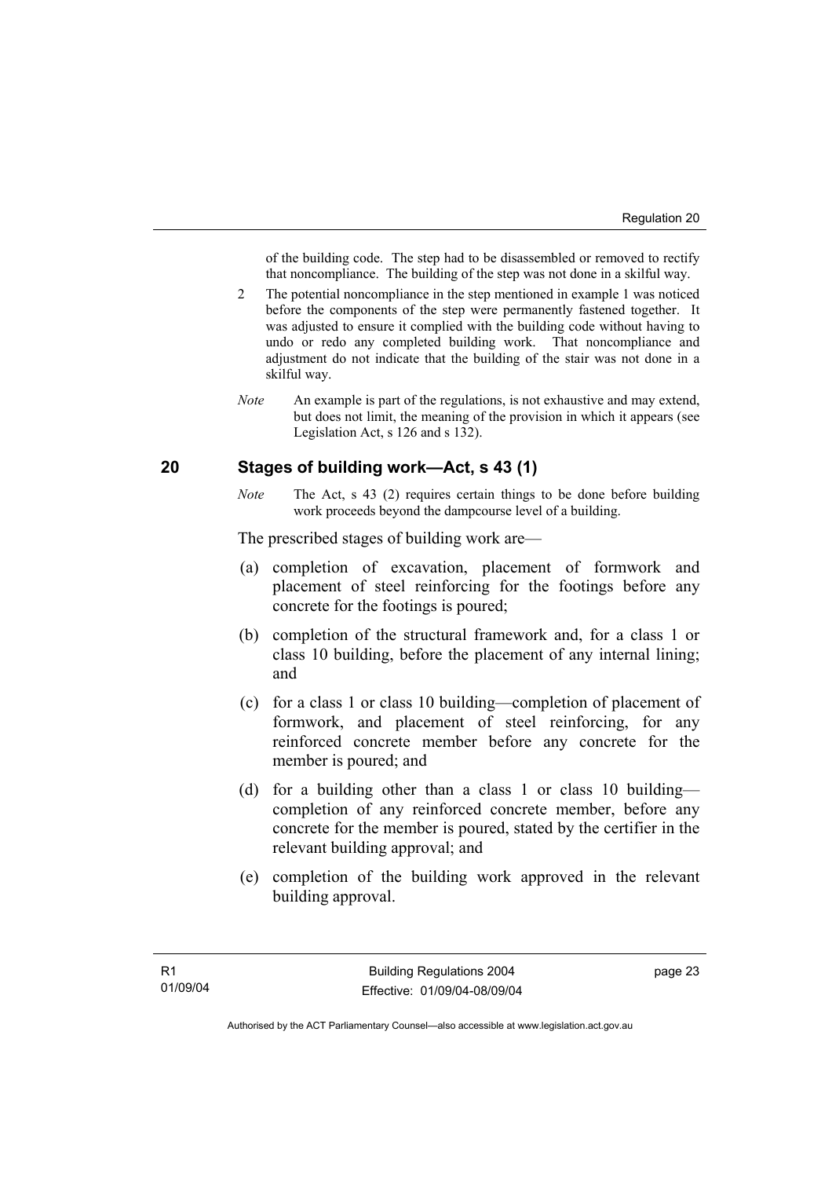of the building code. The step had to be disassembled or removed to rectify that noncompliance. The building of the step was not done in a skilful way.

2 The potential noncompliance in the step mentioned in example 1 was noticed before the components of the step were permanently fastened together. It was adjusted to ensure it complied with the building code without having to undo or redo any completed building work. That noncompliance and adjustment do not indicate that the building of the stair was not done in a skilful way.

*Note* An example is part of the regulations, is not exhaustive and may extend, but does not limit, the meaning of the provision in which it appears (see Legislation Act, s 126 and s 132).

## 20 Stages of building work—Act, s 43 (1)

*Note* The Act, s 43 (2) requires certain things to be done before building work proceeds beyond the dampcourse level of a building.

The prescribed stages of building work are—

(a) completion of excavation, placement of formwork and placement of steel reinforcing for the footings before any concrete for the footings is poured;

(b) completion of the structural framework and, for a class 1 or class 10 building, before the placement of any internal lining; and

(c) for a class 1 or class 10 building—completion of placement of formwork, and placement of steel reinforcing, for any reinforced concrete member before any concrete for the member is poured; and

(d) for a building other than a class 1 or class 10 building—completion of any reinforced concrete member, before any concrete for the member is poured, stated by the certifier in the relevant building approval; and

(e) completion of the building work approved in the relevant building approval.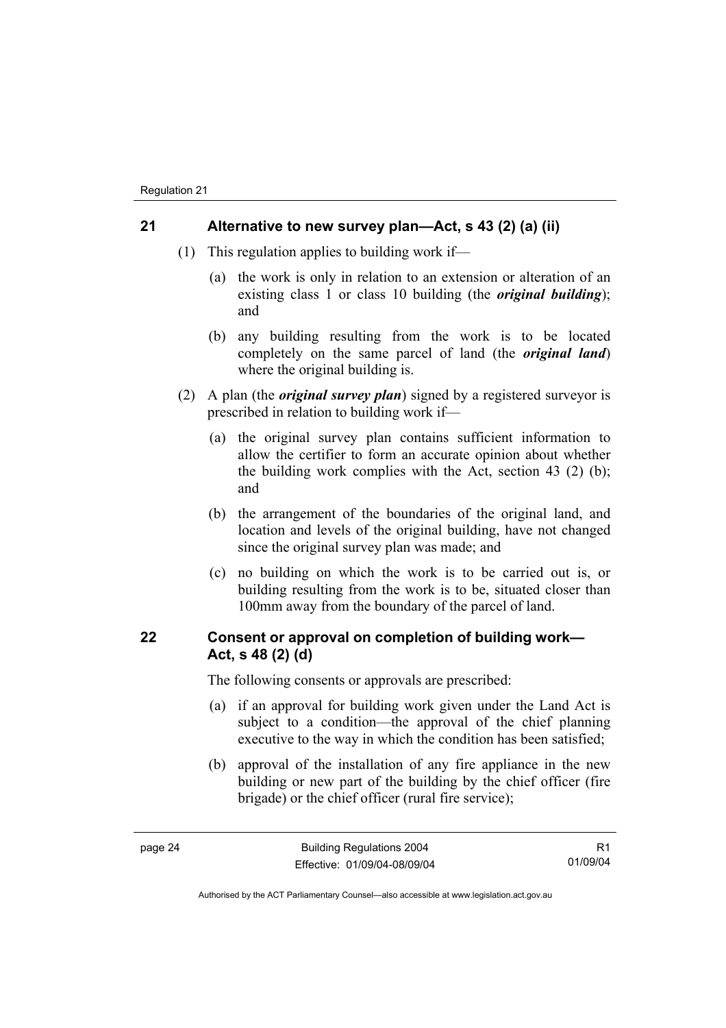## 21 Alternative to new survey plan—Act, s 43 (2) (a) (ii)

(1) This regulation applies to building work if—

(a) the work is only in relation to an extension or alteration of an existing class 1 or class 10 building (the ***original building***); and

(b) any building resulting from the work is to be located completely on the same parcel of land (the ***original land***) where the original building is.

(2) A plan (the ***original survey plan***) signed by a registered surveyor is prescribed in relation to building work if—

(a) the original survey plan contains sufficient information to allow the certifier to form an accurate opinion about whether the building work complies with the Act, section 43 (2) (b); and

(b) the arrangement of the boundaries of the original land, and location and levels of the original building, have not changed since the original survey plan was made; and

(c) no building on which the work is to be carried out is, or building resulting from the work is to be, situated closer than 100mm away from the boundary of the parcel of land.

## 22 Consent or approval on completion of building work—Act, s 48 (2) (d)

The following consents or approvals are prescribed:

(a) if an approval for building work given under the Land Act is subject to a condition—the approval of the chief planning executive to the way in which the condition has been satisfied;

(b) approval of the installation of any fire appliance in the new building or new part of the building by the chief officer (fire brigade) or the chief officer (rural fire service);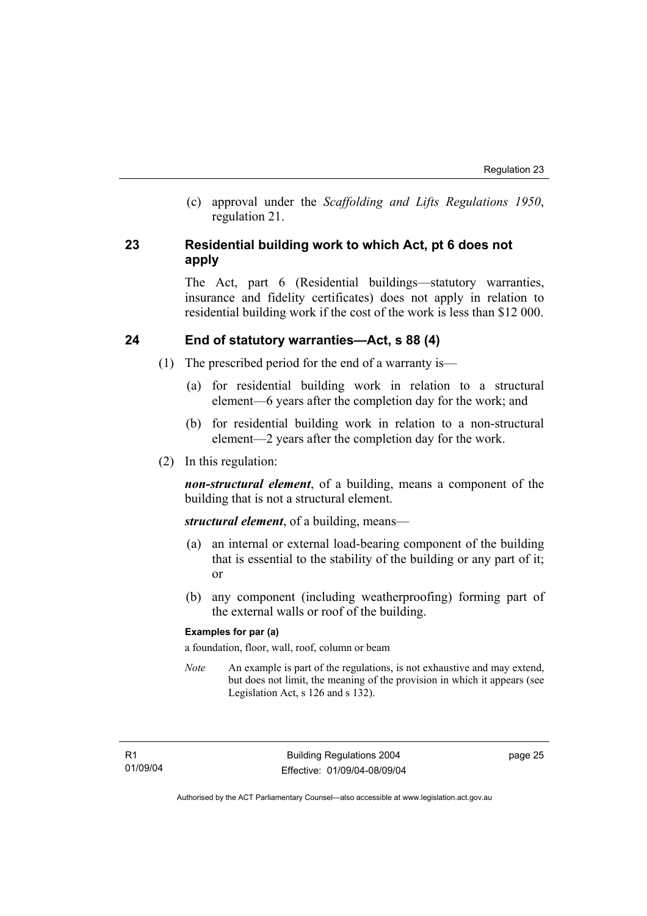(c) approval under the *Scaffolding and Lifts Regulations 1950*, regulation 21.

## 23 Residential building work to which Act, pt 6 does not apply

The Act, part 6 (Residential buildings—statutory warranties, insurance and fidelity certificates) does not apply in relation to residential building work if the cost of the work is less than $12 000.

## 24 End of statutory warranties—Act, s 88 (4)

(1) The prescribed period for the end of a warranty is—

(a) for residential building work in relation to a structural element—6 years after the completion day for the work; and

(b) for residential building work in relation to a non-structural element—2 years after the completion day for the work.

(2) In this regulation:

***non-structural element***, of a building, means a component of the building that is not a structural element.

***structural element***, of a building, means—

(a) an internal or external load-bearing component of the building that is essential to the stability of the building or any part of it; or

(b) any component (including weatherproofing) forming part of the external walls or roof of the building.

**Examples for par (a)**

a foundation, floor, wall, roof, column or beam

*Note* An example is part of the regulations, is not exhaustive and may extend, but does not limit, the meaning of the provision in which it appears (see Legislation Act, s 126 and s 132).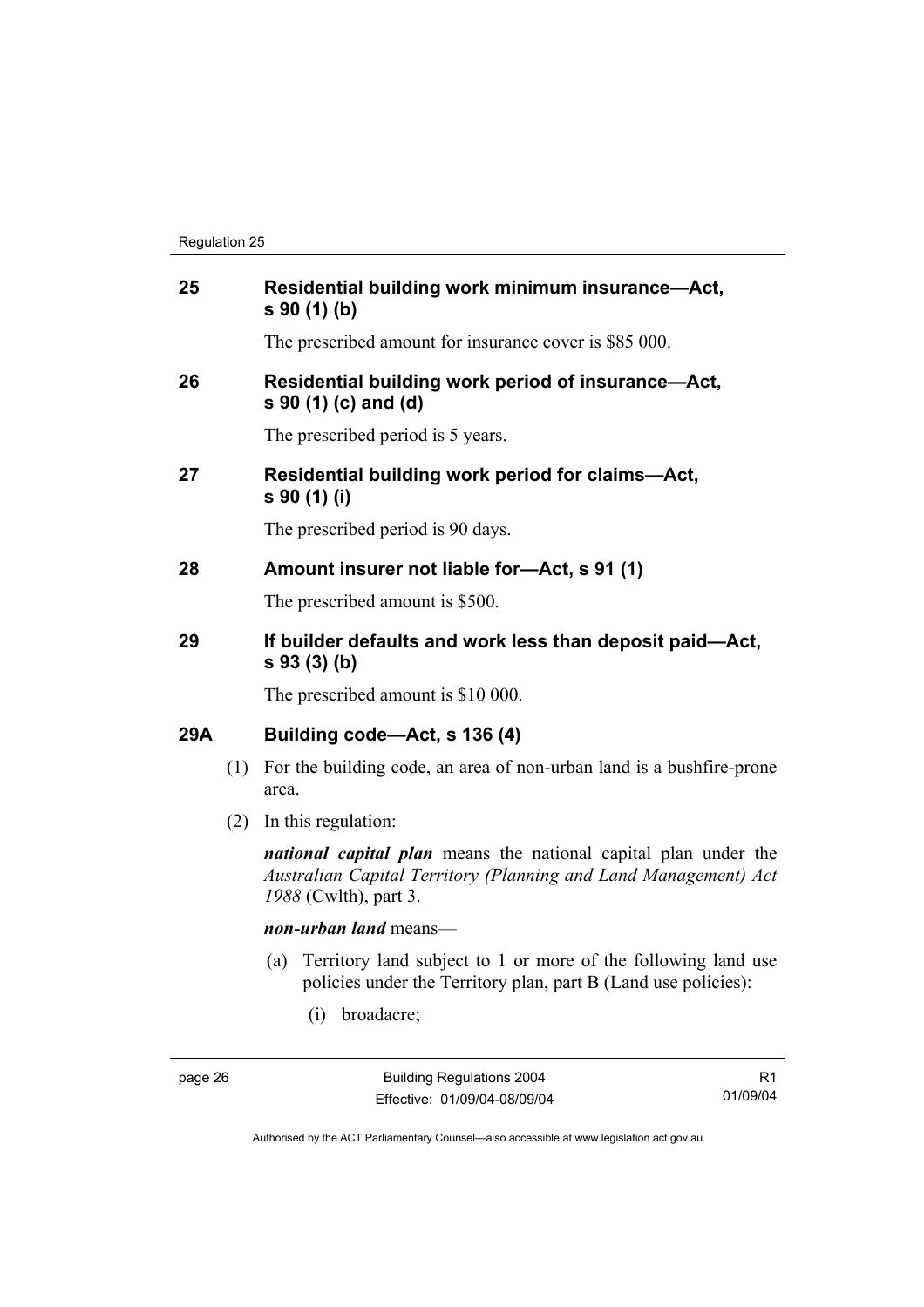### 25 Residential building work minimum insurance—Act, s 90 (1) (b)

The prescribed amount for insurance cover is $85 000.

### 26 Residential building work period of insurance—Act, s 90 (1) (c) and (d)

The prescribed period is 5 years.

### 27 Residential building work period for claims—Act, s 90 (1) (i)

The prescribed period is 90 days.

### 28 Amount insurer not liable for—Act, s 91 (1)

The prescribed amount is $500.

### 29 If builder defaults and work less than deposit paid—Act, s 93 (3) (b)

The prescribed amount is $10 000.

### 29A Building code—Act, s 136 (4)

(1) For the building code, an area of non-urban land is a bushfire-prone area.

(2) In this regulation:

***national capital plan*** means the national capital plan under the *Australian Capital Territory (Planning and Land Management) Act 1988* (Cwlth), part 3.

***non-urban land*** means—

(a) Territory land subject to 1 or more of the following land use policies under the Territory plan, part B (Land use policies):

(i) broadacre;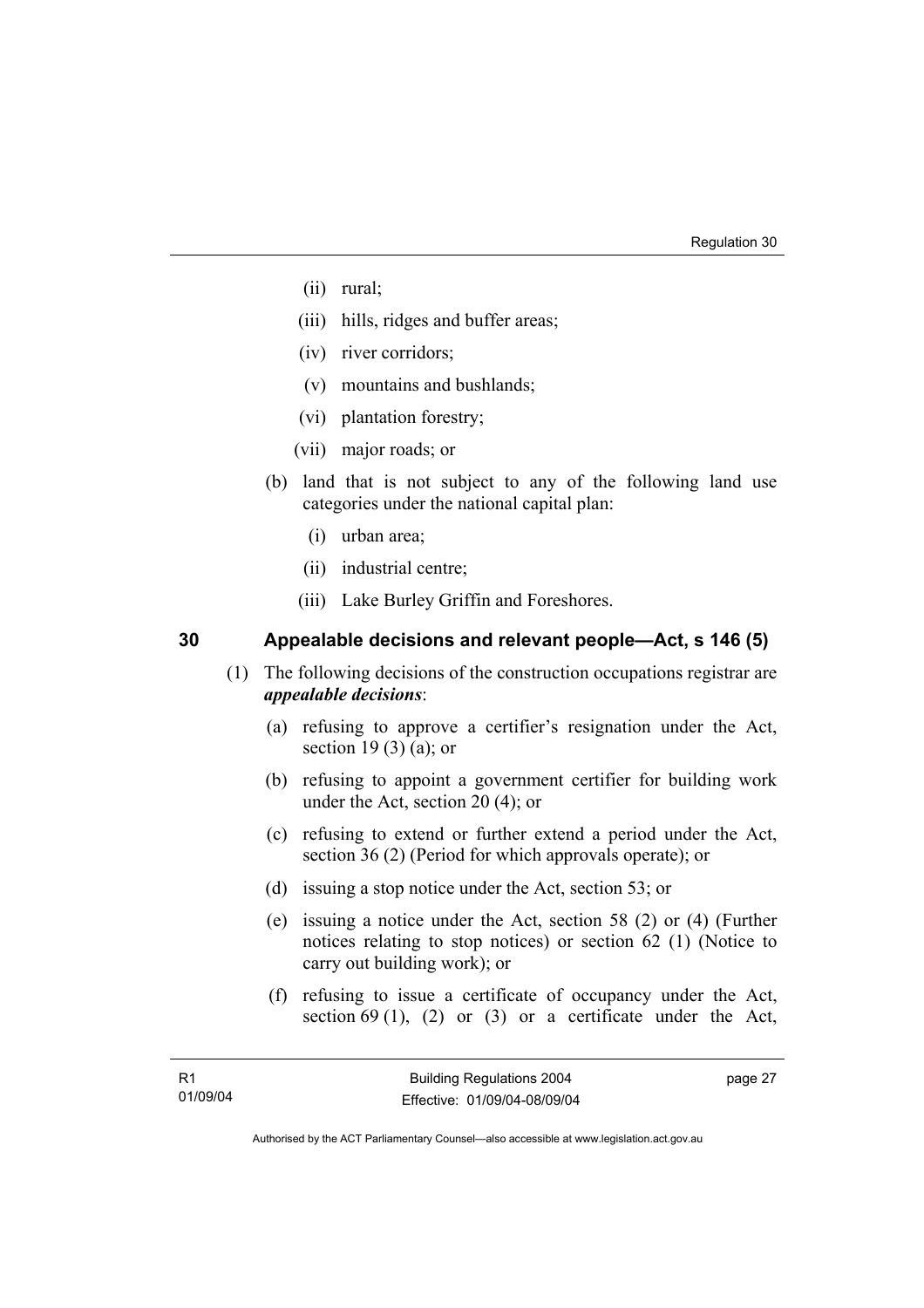(ii) rural;

(iii) hills, ridges and buffer areas;

(iv) river corridors;

(v) mountains and bushlands;

(vi) plantation forestry;

(vii) major roads; or

(b) land that is not subject to any of the following land use categories under the national capital plan:

(i) urban area;

(ii) industrial centre;

(iii) Lake Burley Griffin and Foreshores.

## 30 Appealable decisions and relevant people—Act, s 146 (5)

(1) The following decisions of the construction occupations registrar are ***appealable decisions***:

(a) refusing to approve a certifier's resignation under the Act, section 19 (3) (a); or

(b) refusing to appoint a government certifier for building work under the Act, section 20 (4); or

(c) refusing to extend or further extend a period under the Act, section 36 (2) (Period for which approvals operate); or

(d) issuing a stop notice under the Act, section 53; or

(e) issuing a notice under the Act, section 58 (2) or (4) (Further notices relating to stop notices) or section 62 (1) (Notice to carry out building work); or

(f) refusing to issue a certificate of occupancy under the Act, section 69 (1), (2) or (3) or a certificate under the Act,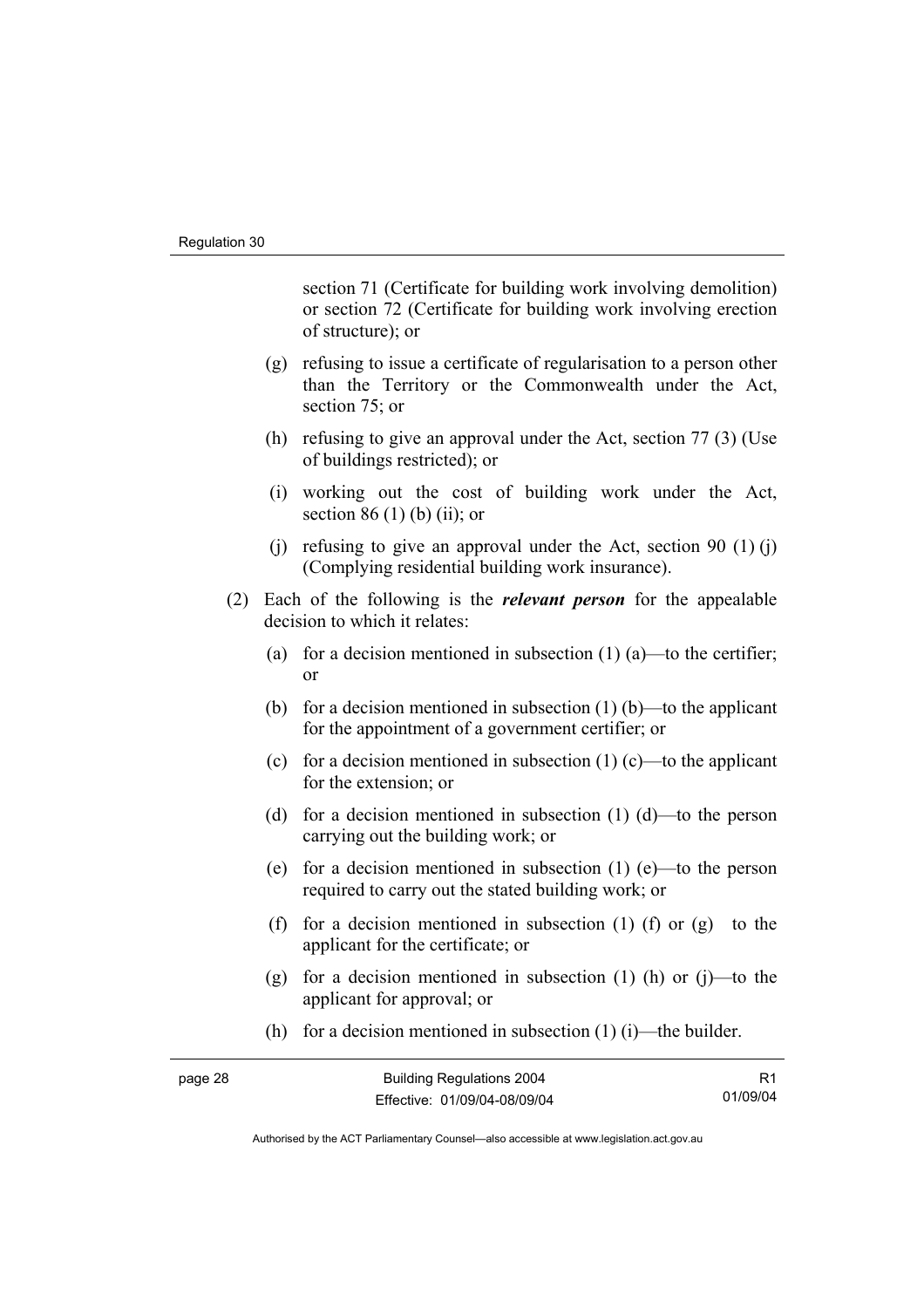section 71 (Certificate for building work involving demolition) or section 72 (Certificate for building work involving erection of structure); or

(g) refusing to issue a certificate of regularisation to a person other than the Territory or the Commonwealth under the Act, section 75; or

(h) refusing to give an approval under the Act, section 77 (3) (Use of buildings restricted); or

(i) working out the cost of building work under the Act, section 86 (1) (b) (ii); or

(j) refusing to give an approval under the Act, section 90 (1) (j) (Complying residential building work insurance).

(2) Each of the following is the ***relevant person*** for the appealable decision to which it relates:

(a) for a decision mentioned in subsection (1) (a)—to the certifier; or

(b) for a decision mentioned in subsection (1) (b)—to the applicant for the appointment of a government certifier; or

(c) for a decision mentioned in subsection (1) (c)—to the applicant for the extension; or

(d) for a decision mentioned in subsection (1) (d)—to the person carrying out the building work; or

(e) for a decision mentioned in subsection (1) (e)—to the person required to carry out the stated building work; or

(f) for a decision mentioned in subsection (1) (f) or (g) to the applicant for the certificate; or

(g) for a decision mentioned in subsection (1) (h) or (j)—to the applicant for approval; or

(h) for a decision mentioned in subsection (1) (i)—the builder.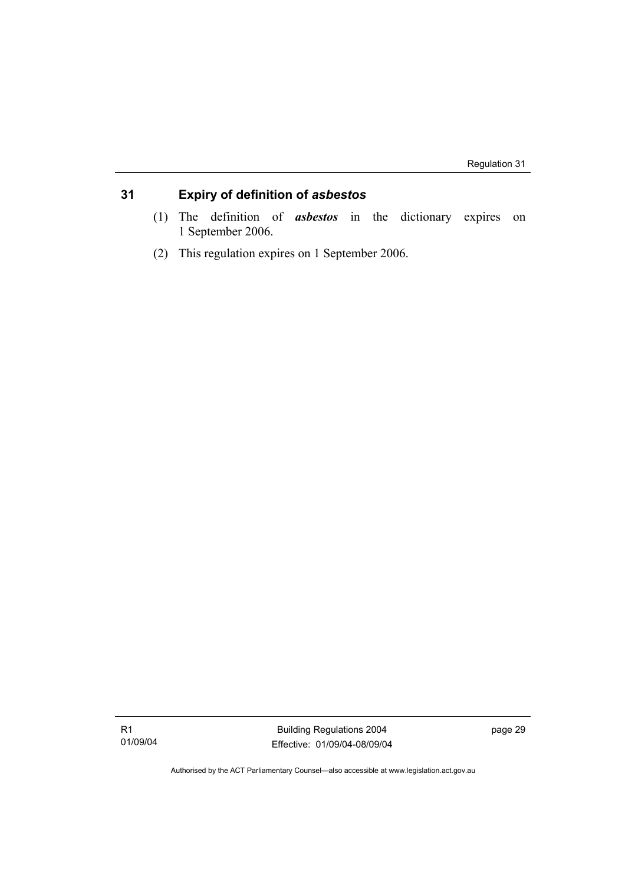## 31 Expiry of definition of *asbestos*

(1) The definition of ***asbestos*** in the dictionary expires on 1 September 2006.

(2) This regulation expires on 1 September 2006.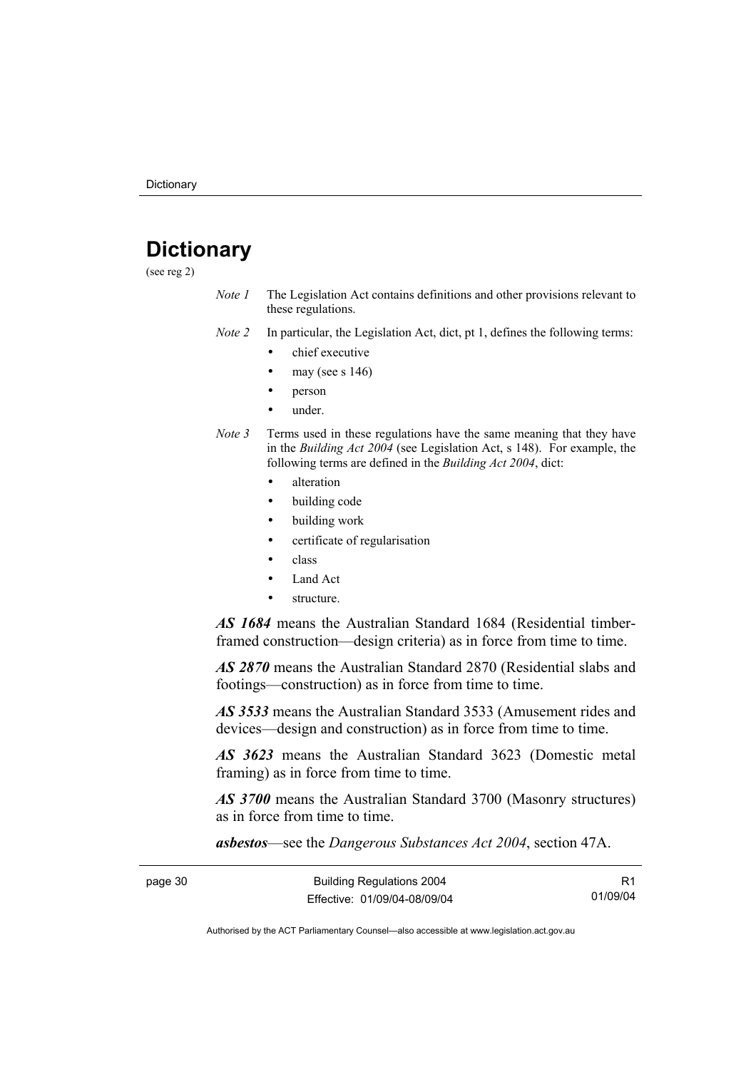# Dictionary

(see reg 2)

*Note 1* The Legislation Act contains definitions and other provisions relevant to these regulations.

*Note 2* In particular, the Legislation Act, dict, pt 1, defines the following terms:

- chief executive
- may (see s 146)
- person
- under.

*Note 3* Terms used in these regulations have the same meaning that they have in the *Building Act 2004* (see Legislation Act, s 148). For example, the following terms are defined in the *Building Act 2004*, dict:

- alteration
- building code
- building work
- certificate of regularisation
- class
- Land Act
- structure.

***AS 1684*** means the Australian Standard 1684 (Residential timber-framed construction—design criteria) as in force from time to time.

***AS 2870*** means the Australian Standard 2870 (Residential slabs and footings—construction) as in force from time to time.

***AS 3533*** means the Australian Standard 3533 (Amusement rides and devices—design and construction) as in force from time to time.

***AS 3623*** means the Australian Standard 3623 (Domestic metal framing) as in force from time to time.

***AS 3700*** means the Australian Standard 3700 (Masonry structures) as in force from time to time.

***asbestos***—see the *Dangerous Substances Act 2004*, section 47A.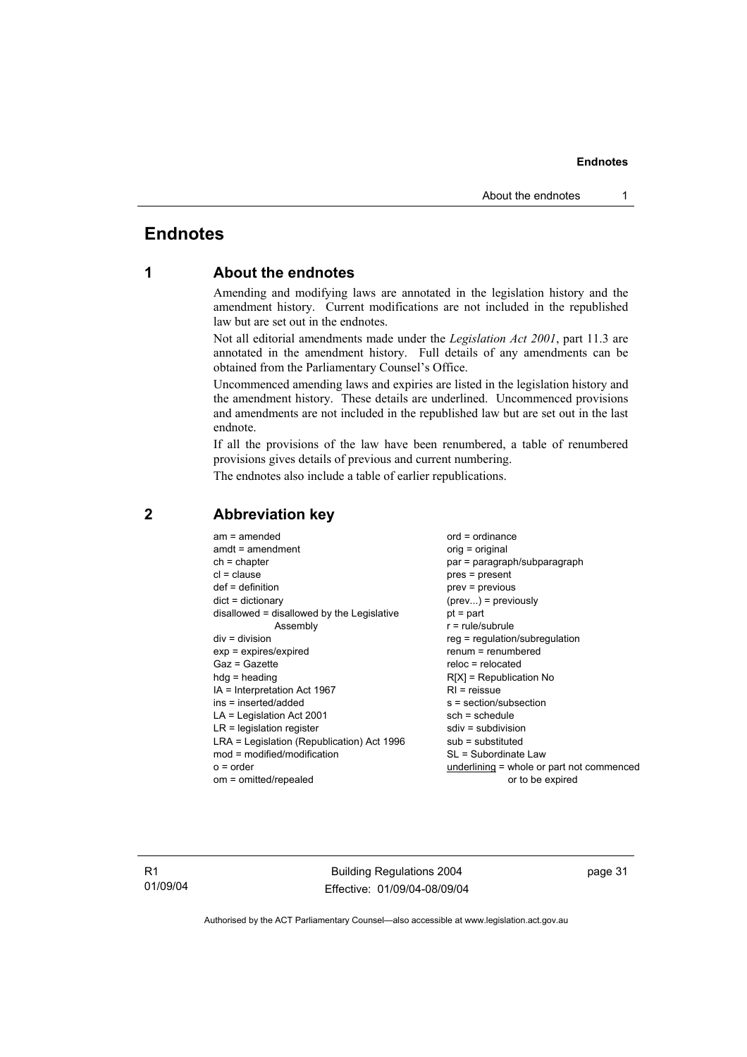# Endnotes

## 1 About the endnotes

Amending and modifying laws are annotated in the legislation history and the amendment history. Current modifications are not included in the republished law but are set out in the endnotes.

Not all editorial amendments made under the *Legislation Act 2001*, part 11.3 are annotated in the amendment history. Full details of any amendments can be obtained from the Parliamentary Counsel's Office.

Uncommenced amending laws and expiries are listed in the legislation history and the amendment history. These details are underlined. Uncommenced provisions and amendments are not included in the republished law but are set out in the last endnote.

If all the provisions of the law have been renumbered, a table of renumbered provisions gives details of previous and current numbering.

The endnotes also include a table of earlier republications.

## 2 Abbreviation key

am = amended
amdt = amendment
ch = chapter
cl = clause
def = definition
dict = dictionary
disallowed = disallowed by the Legislative Assembly
div = division
exp = expires/expired
Gaz = Gazette
hdg = heading
IA = Interpretation Act 1967
ins = inserted/added
LA = Legislation Act 2001
LR = legislation register
LRA = Legislation (Republication) Act 1996
mod = modified/modification
o = order
om = omitted/repealed
ord = ordinance
orig = original
par = paragraph/subparagraph
pres = present
prev = previous
(prev...) = previously
pt = part
r = rule/subrule
reg = regulation/subregulation
renum = renumbered
reloc = relocated
R[X] = Republication No
RI = reissue
s = section/subsection
sch = schedule
sdiv = subdivision
sub = substituted
SL = Subordinate Law
<u>underlining</u> = whole or part not commenced or to be expired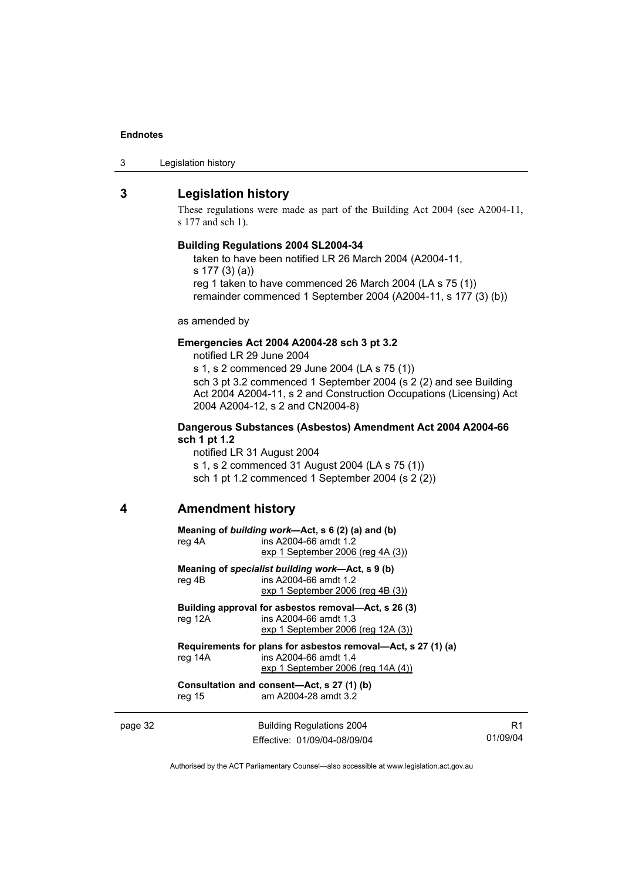## 3 Legislation history

These regulations were made as part of the Building Act 2004 (see A2004-11, s 177 and sch 1).

**Building Regulations 2004 SL2004-34**

taken to have been notified LR 26 March 2004 (A2004-11, s 177 (3) (a))
reg 1 taken to have commenced 26 March 2004 (LA s 75 (1))
remainder commenced 1 September 2004 (A2004-11, s 177 (3) (b))

as amended by

**Emergencies Act 2004 A2004-28 sch 3 pt 3.2**

notified LR 29 June 2004
s 1, s 2 commenced 29 June 2004 (LA s 75 (1))
sch 3 pt 3.2 commenced 1 September 2004 (s 2 (2) and see Building Act 2004 A2004-11, s 2 and Construction Occupations (Licensing) Act 2004 A2004-12, s 2 and CN2004-8)

**Dangerous Substances (Asbestos) Amendment Act 2004 A2004-66 sch 1 pt 1.2**

notified LR 31 August 2004
s 1, s 2 commenced 31 August 2004 (LA s 75 (1))
sch 1 pt 1.2 commenced 1 September 2004 (s 2 (2))

## 4 Amendment history

**Meaning of *building work*—Act, s 6 (2) (a) and (b)**
reg 4A — ins A2004-66 amdt 1.2
exp 1 September 2006 (reg 4A (3))

**Meaning of *specialist building work*—Act, s 9 (b)**
reg 4B — ins A2004-66 amdt 1.2
exp 1 September 2006 (reg 4B (3))

**Building approval for asbestos removal—Act, s 26 (3)**
reg 12A — ins A2004-66 amdt 1.3
exp 1 September 2006 (reg 12A (3))

**Requirements for plans for asbestos removal—Act, s 27 (1) (a)**
reg 14A — ins A2004-66 amdt 1.4
exp 1 September 2006 (reg 14A (4))

**Consultation and consent—Act, s 27 (1) (b)**
reg 15 — am A2004-28 amdt 3.2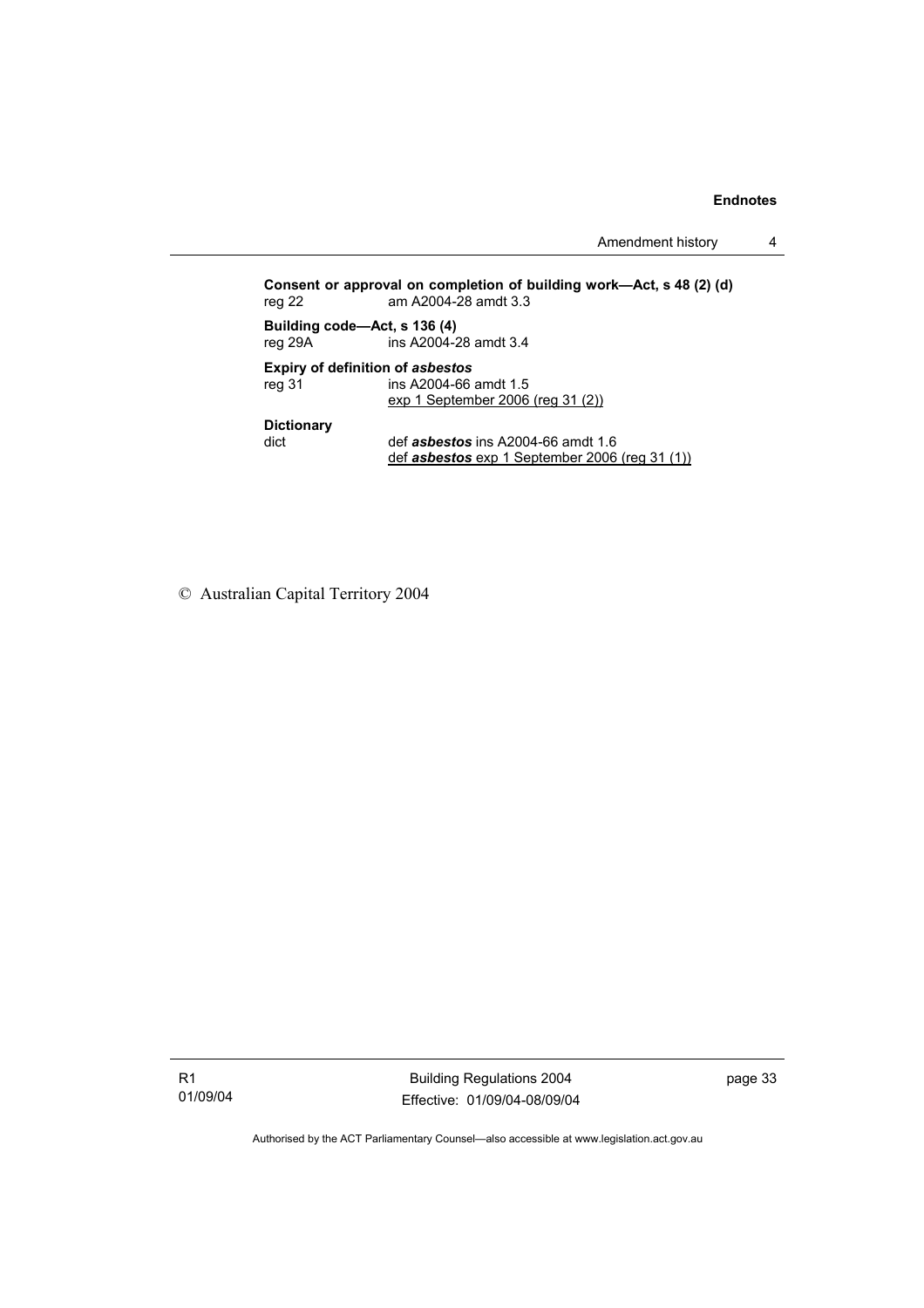**Consent or approval on completion of building work—Act, s 48 (2) (d)**
reg 22 am A2004-28 amdt 3.3

**Building code—Act, s 136 (4)**
reg 29A ins A2004-28 amdt 3.4

**Expiry of definition of *asbestos***
reg 31 ins A2004-66 amdt 1.5
exp 1 September 2006 (reg 31 (2))

**Dictionary**
dict def ***asbestos*** ins A2004-66 amdt 1.6
def ***asbestos*** exp 1 September 2006 (reg 31 (1))

© Australian Capital Territory 2004